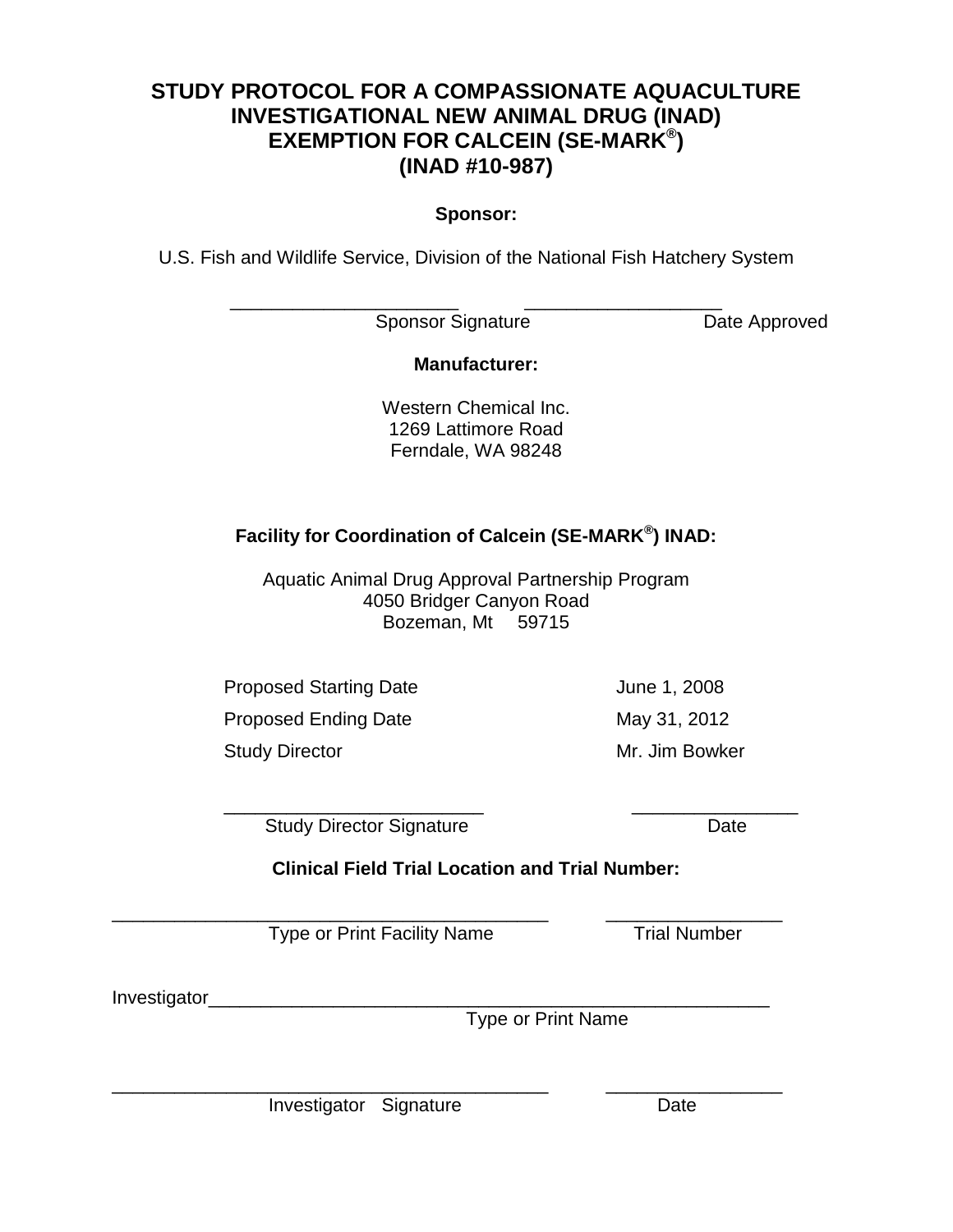# STUDY PROTOCOL FOR A COMPASSIONATE AQUACULTURE INVESTIGATIONAL NEW ANIMAL DRUG (INAD) EXEMPTION FOR CALCEIN (SE-MARK®) (INAD #10-987)

**Sponsor:**

U.S. Fish and Wildlife Service, Division of the National Fish Hatchery System

______________________ ___________________
Sponsor Signature Date Approved

**Manufacturer:**

Western Chemical Inc.
1269 Lattimore Road
Ferndale, WA 98248

**Facility for Coordination of Calcein (SE-MARK®) INAD:**

Aquatic Animal Drug Approval Partnership Program
4050 Bridger Canyon Road
Bozeman, Mt 59715

| | |
|---|---|
| Proposed Starting Date | June 1, 2008 |
| Proposed Ending Date | May 31, 2012 |
| Study Director | Mr. Jim Bowker |

_________________________ ________________
Study Director Signature Date

**Clinical Field Trial Location and Trial Number:**

___________________________________________ _________________
Type or Print Facility Name Trial Number

Investigator_______________________________________________________
Type or Print Name

___________________________________________ _________________
Investigator Signature Date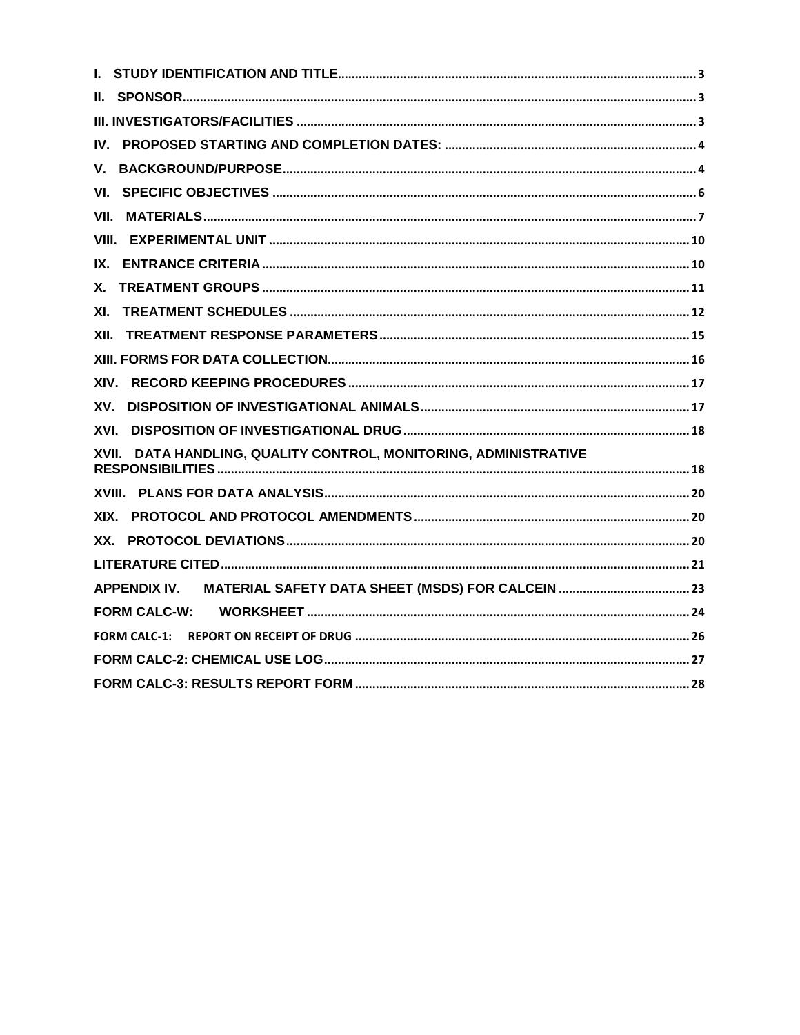I. STUDY IDENTIFICATION AND TITLE....... 3

II. SPONSOR....... 3

III. INVESTIGATORS/FACILITIES....... 3

IV. PROPOSED STARTING AND COMPLETION DATES:....... 4

V. BACKGROUND/PURPOSE....... 4

VI. SPECIFIC OBJECTIVES....... 6

VII. MATERIALS....... 7

VIII. EXPERIMENTAL UNIT....... 10

IX. ENTRANCE CRITERIA....... 10

X. TREATMENT GROUPS....... 11

XI. TREATMENT SCHEDULES....... 12

XII. TREATMENT RESPONSE PARAMETERS....... 15

XIII. FORMS FOR DATA COLLECTION....... 16

XIV. RECORD KEEPING PROCEDURES....... 17

XV. DISPOSITION OF INVESTIGATIONAL ANIMALS....... 17

XVI. DISPOSITION OF INVESTIGATIONAL DRUG....... 18

XVII. DATA HANDLING, QUALITY CONTROL, MONITORING, ADMINISTRATIVE RESPONSIBILITIES....... 18

XVIII. PLANS FOR DATA ANALYSIS....... 20

XIX. PROTOCOL AND PROTOCOL AMENDMENTS....... 20

XX. PROTOCOL DEVIATIONS....... 20

LITERATURE CITED....... 21

APPENDIX IV. MATERIAL SAFETY DATA SHEET (MSDS) FOR CALCEIN....... 23

FORM CALC-W: WORKSHEET....... 24

FORM CALC-1: REPORT ON RECEIPT OF DRUG....... 26

FORM CALC-2: CHEMICAL USE LOG....... 27

FORM CALC-3: RESULTS REPORT FORM....... 28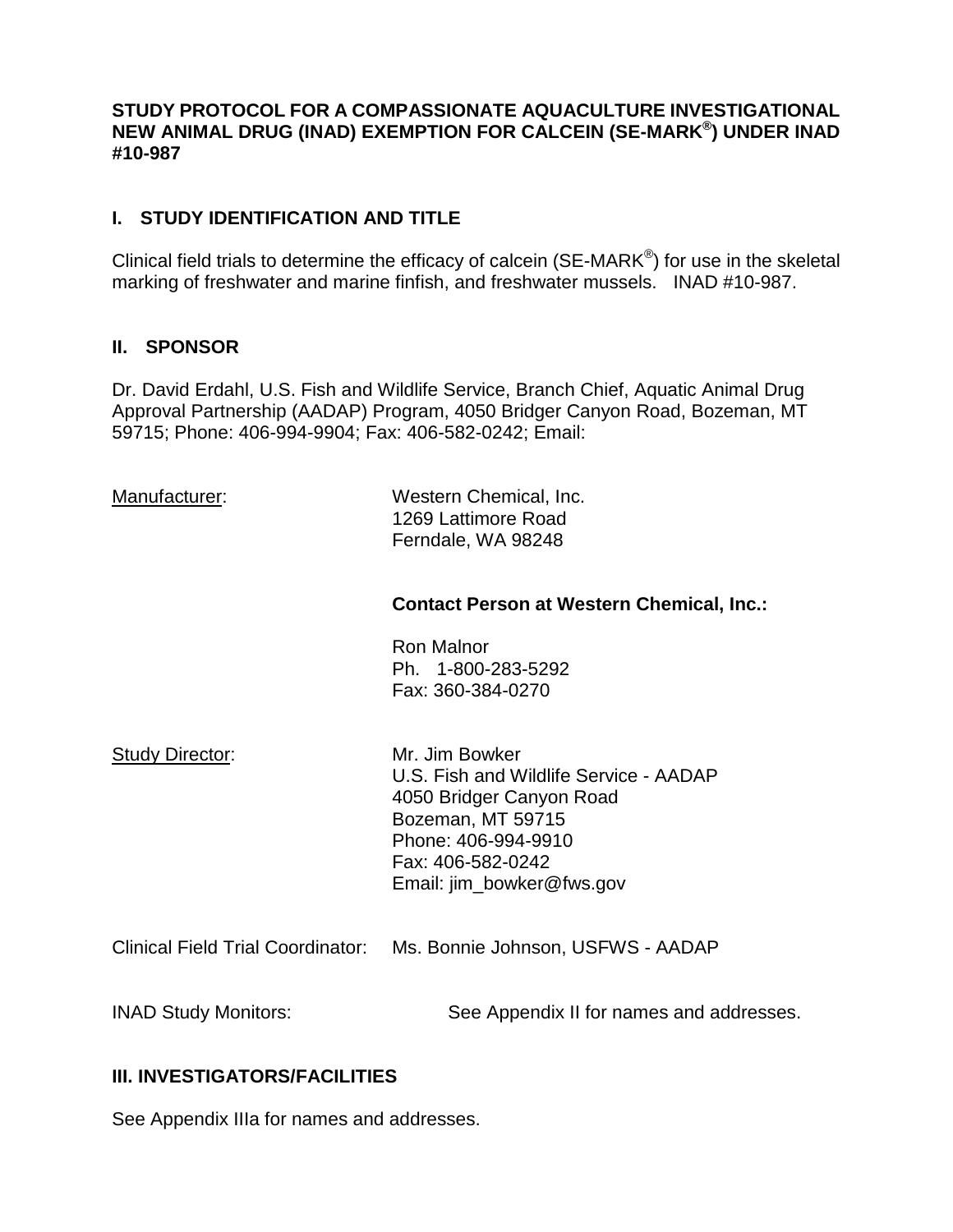**STUDY PROTOCOL FOR A COMPASSIONATE AQUACULTURE INVESTIGATIONAL NEW ANIMAL DRUG (INAD) EXEMPTION FOR CALCEIN (SE-MARK®) UNDER INAD #10-987**

## I. STUDY IDENTIFICATION AND TITLE

Clinical field trials to determine the efficacy of calcein (SE-MARK®) for use in the skeletal marking of freshwater and marine finfish, and freshwater mussels. INAD #10-987.

## II. SPONSOR

Dr. David Erdahl, U.S. Fish and Wildlife Service, Branch Chief, Aquatic Animal Drug Approval Partnership (AADAP) Program, 4050 Bridger Canyon Road, Bozeman, MT 59715; Phone: 406-994-9904; Fax: 406-582-0242; Email:

Manufacturer:

Western Chemical, Inc.
1269 Lattimore Road
Ferndale, WA 98248

**Contact Person at Western Chemical, Inc.:**

Ron Malnor
Ph. 1-800-283-5292
Fax: 360-384-0270

Study Director:

Mr. Jim Bowker
U.S. Fish and Wildlife Service - AADAP
4050 Bridger Canyon Road
Bozeman, MT 59715
Phone: 406-994-9910
Fax: 406-582-0242
Email: jim_bowker@fws.gov

Clinical Field Trial Coordinator: Ms. Bonnie Johnson, USFWS - AADAP

INAD Study Monitors: See Appendix II for names and addresses.

## III. INVESTIGATORS/FACILITIES

See Appendix IIIa for names and addresses.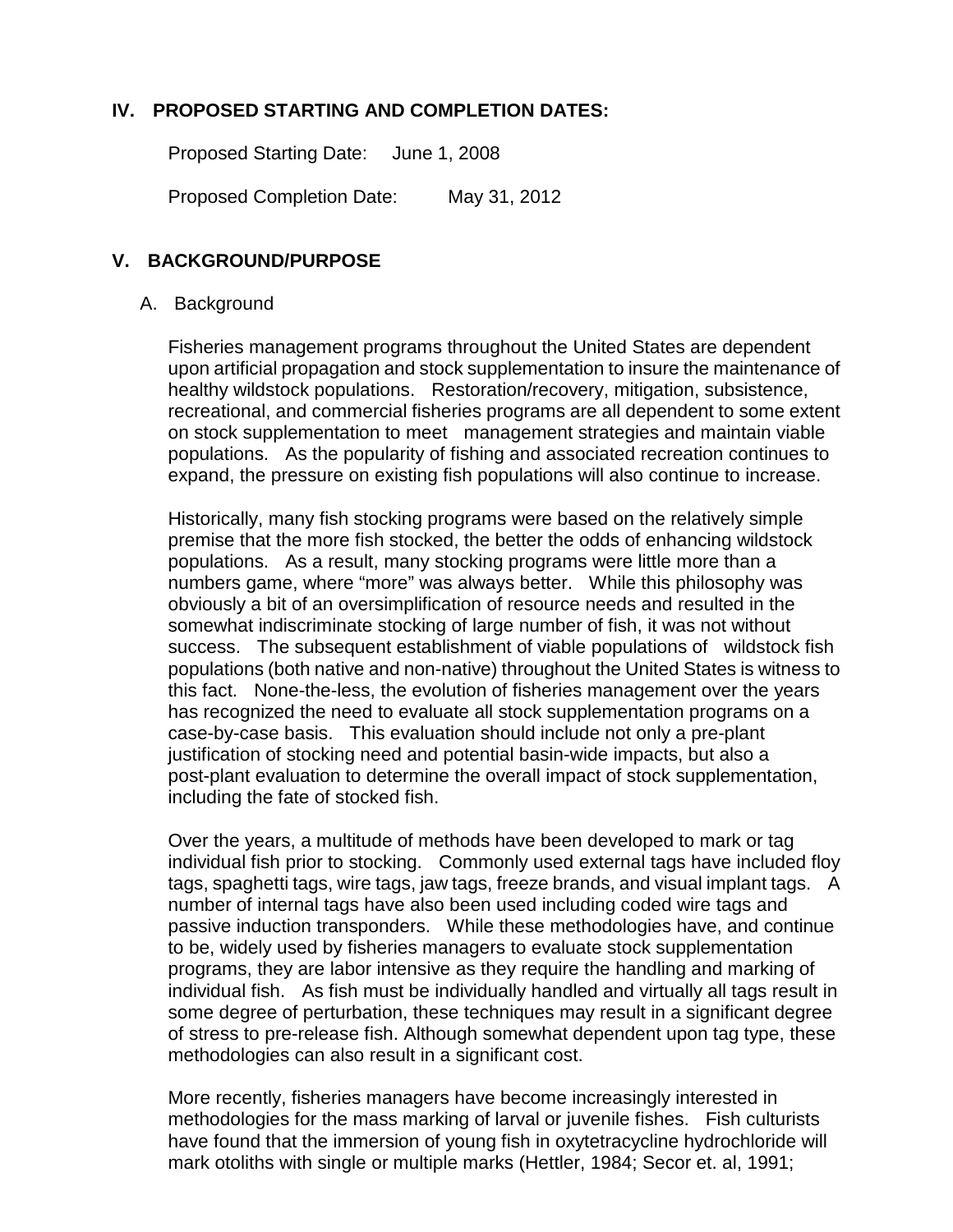## IV. PROPOSED STARTING AND COMPLETION DATES:

Proposed Starting Date: June 1, 2008

Proposed Completion Date: May 31, 2012

## V. BACKGROUND/PURPOSE

### A. Background

Fisheries management programs throughout the United States are dependent upon artificial propagation and stock supplementation to insure the maintenance of healthy wildstock populations. Restoration/recovery, mitigation, subsistence, recreational, and commercial fisheries programs are all dependent to some extent on stock supplementation to meet management strategies and maintain viable populations. As the popularity of fishing and associated recreation continues to expand, the pressure on existing fish populations will also continue to increase.

Historically, many fish stocking programs were based on the relatively simple premise that the more fish stocked, the better the odds of enhancing wildstock populations. As a result, many stocking programs were little more than a numbers game, where "more" was always better. While this philosophy was obviously a bit of an oversimplification of resource needs and resulted in the somewhat indiscriminate stocking of large number of fish, it was not without success. The subsequent establishment of viable populations of wildstock fish populations (both native and non-native) throughout the United States is witness to this fact. None-the-less, the evolution of fisheries management over the years has recognized the need to evaluate all stock supplementation programs on a case-by-case basis. This evaluation should include not only a pre-plant justification of stocking need and potential basin-wide impacts, but also a post-plant evaluation to determine the overall impact of stock supplementation, including the fate of stocked fish.

Over the years, a multitude of methods have been developed to mark or tag individual fish prior to stocking. Commonly used external tags have included floy tags, spaghetti tags, wire tags, jaw tags, freeze brands, and visual implant tags. A number of internal tags have also been used including coded wire tags and passive induction transponders. While these methodologies have, and continue to be, widely used by fisheries managers to evaluate stock supplementation programs, they are labor intensive as they require the handling and marking of individual fish. As fish must be individually handled and virtually all tags result in some degree of perturbation, these techniques may result in a significant degree of stress to pre-release fish. Although somewhat dependent upon tag type, these methodologies can also result in a significant cost.

More recently, fisheries managers have become increasingly interested in methodologies for the mass marking of larval or juvenile fishes. Fish culturists have found that the immersion of young fish in oxytetracycline hydrochloride will mark otoliths with single or multiple marks (Hettler, 1984; Secor et. al, 1991;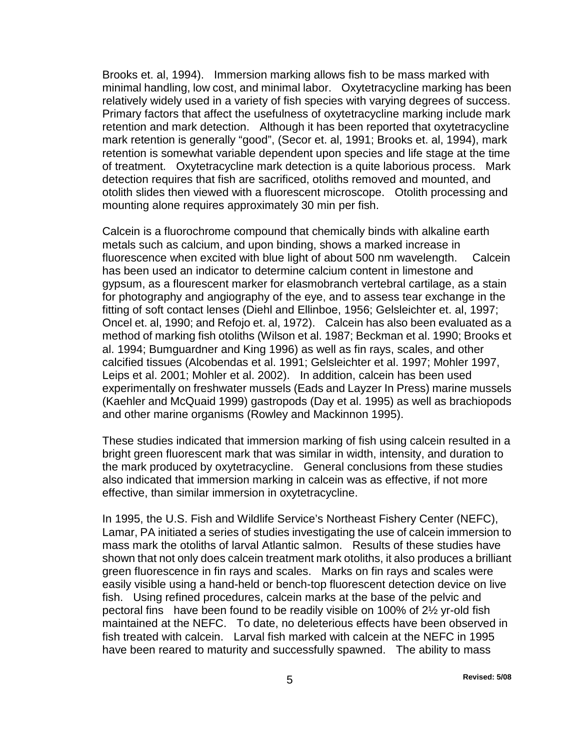Brooks et. al, 1994). Immersion marking allows fish to be mass marked with minimal handling, low cost, and minimal labor. Oxytetracycline marking has been relatively widely used in a variety of fish species with varying degrees of success. Primary factors that affect the usefulness of oxytetracycline marking include mark retention and mark detection. Although it has been reported that oxytetracycline mark retention is generally "good", (Secor et. al, 1991; Brooks et. al, 1994), mark retention is somewhat variable dependent upon species and life stage at the time of treatment. Oxytetracycline mark detection is a quite laborious process. Mark detection requires that fish are sacrificed, otoliths removed and mounted, and otolith slides then viewed with a fluorescent microscope. Otolith processing and mounting alone requires approximately 30 min per fish.

Calcein is a fluorochrome compound that chemically binds with alkaline earth metals such as calcium, and upon binding, shows a marked increase in fluorescence when excited with blue light of about 500 nm wavelength. Calcein has been used an indicator to determine calcium content in limestone and gypsum, as a flourescent marker for elasmobranch vertebral cartilage, as a stain for photography and angiography of the eye, and to assess tear exchange in the fitting of soft contact lenses (Diehl and Ellinboe, 1956; Gelsleichter et. al, 1997; Oncel et. al, 1990; and Refojo et. al, 1972). Calcein has also been evaluated as a method of marking fish otoliths (Wilson et al. 1987; Beckman et al. 1990; Brooks et al. 1994; Bumguardner and King 1996) as well as fin rays, scales, and other calcified tissues (Alcobendas et al. 1991; Gelsleichter et al. 1997; Mohler 1997, Leips et al. 2001; Mohler et al. 2002). In addition, calcein has been used experimentally on freshwater mussels (Eads and Layzer In Press) marine mussels (Kaehler and McQuaid 1999) gastropods (Day et al. 1995) as well as brachiopods and other marine organisms (Rowley and Mackinnon 1995).

These studies indicated that immersion marking of fish using calcein resulted in a bright green fluorescent mark that was similar in width, intensity, and duration to the mark produced by oxytetracycline. General conclusions from these studies also indicated that immersion marking in calcein was as effective, if not more effective, than similar immersion in oxytetracycline.

In 1995, the U.S. Fish and Wildlife Service's Northeast Fishery Center (NEFC), Lamar, PA initiated a series of studies investigating the use of calcein immersion to mass mark the otoliths of larval Atlantic salmon. Results of these studies have shown that not only does calcein treatment mark otoliths, it also produces a brilliant green fluorescence in fin rays and scales. Marks on fin rays and scales were easily visible using a hand-held or bench-top fluorescent detection device on live fish. Using refined procedures, calcein marks at the base of the pelvic and pectoral fins have been found to be readily visible on 100% of 2½ yr-old fish maintained at the NEFC. To date, no deleterious effects have been observed in fish treated with calcein. Larval fish marked with calcein at the NEFC in 1995 have been reared to maturity and successfully spawned. The ability to mass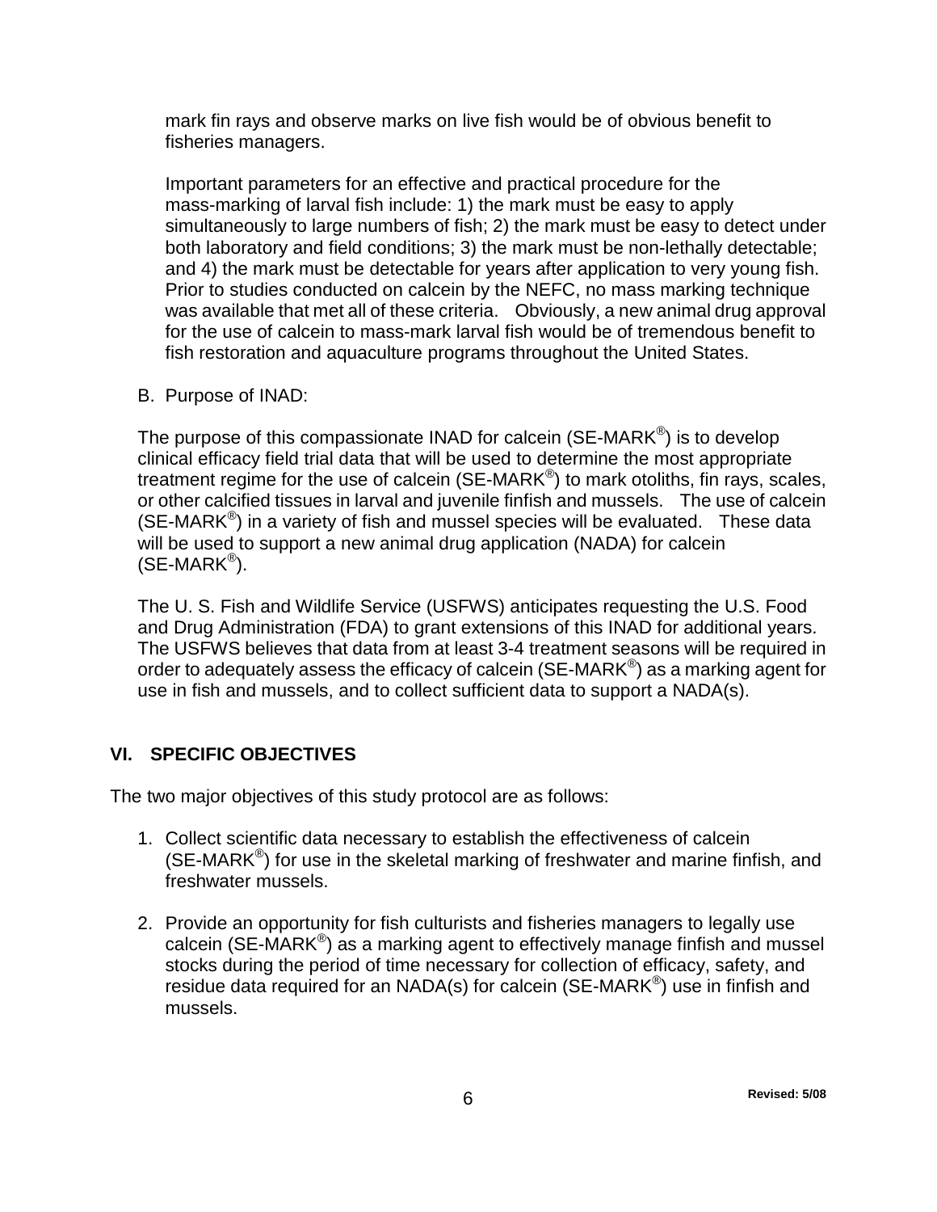mark fin rays and observe marks on live fish would be of obvious benefit to fisheries managers.

Important parameters for an effective and practical procedure for the mass-marking of larval fish include: 1) the mark must be easy to apply simultaneously to large numbers of fish; 2) the mark must be easy to detect under both laboratory and field conditions; 3) the mark must be non-lethally detectable; and 4) the mark must be detectable for years after application to very young fish. Prior to studies conducted on calcein by the NEFC, no mass marking technique was available that met all of these criteria. Obviously, a new animal drug approval for the use of calcein to mass-mark larval fish would be of tremendous benefit to fish restoration and aquaculture programs throughout the United States.

B. Purpose of INAD:

The purpose of this compassionate INAD for calcein (SE-MARK®) is to develop clinical efficacy field trial data that will be used to determine the most appropriate treatment regime for the use of calcein (SE-MARK®) to mark otoliths, fin rays, scales, or other calcified tissues in larval and juvenile finfish and mussels. The use of calcein (SE-MARK®) in a variety of fish and mussel species will be evaluated. These data will be used to support a new animal drug application (NADA) for calcein (SE-MARK®).

The U. S. Fish and Wildlife Service (USFWS) anticipates requesting the U.S. Food and Drug Administration (FDA) to grant extensions of this INAD for additional years. The USFWS believes that data from at least 3-4 treatment seasons will be required in order to adequately assess the efficacy of calcein (SE-MARK®) as a marking agent for use in fish and mussels, and to collect sufficient data to support a NADA(s).

## VI. SPECIFIC OBJECTIVES

The two major objectives of this study protocol are as follows:

1. Collect scientific data necessary to establish the effectiveness of calcein (SE-MARK®) for use in the skeletal marking of freshwater and marine finfish, and freshwater mussels.
2. Provide an opportunity for fish culturists and fisheries managers to legally use calcein (SE-MARK®) as a marking agent to effectively manage finfish and mussel stocks during the period of time necessary for collection of efficacy, safety, and residue data required for an NADA(s) for calcein (SE-MARK®) use in finfish and mussels.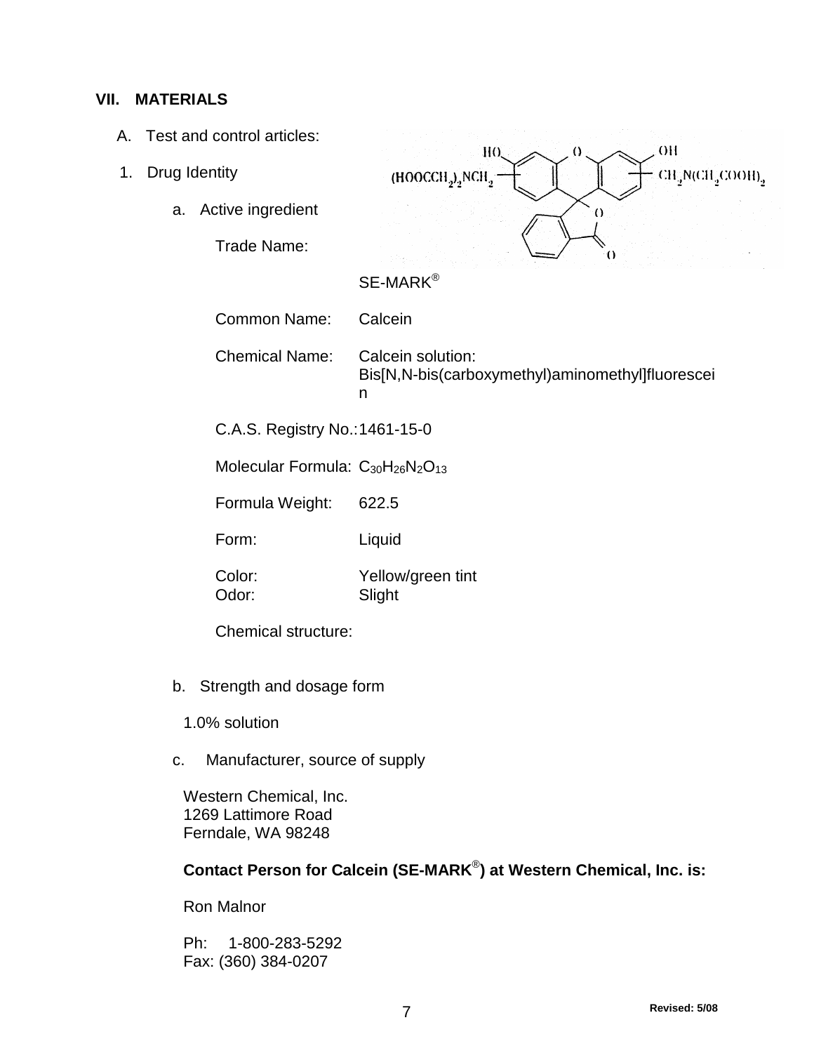## VII. MATERIALS

A. Test and control articles:

1. Drug Identity

   a. Active ingredient

      Trade Name: SE-MARK®

      Common Name: Calcein

      Chemical Name: Calcein solution: Bis[N,N-bis(carboxymethyl)aminomethyl]fluorescein

      C.A.S. Registry No.: 1461-15-0

      Molecular Formula: $C_{30}H_{26}N_2O_{13}$

      Formula Weight: 622.5

      Form: Liquid

      Color: Yellow/green tint

      Odor: Slight

      Chemical structure:

   b. Strength and dosage form

      1.0% solution

   c. Manufacturer, source of supply

      Western Chemical, Inc.
      1269 Lattimore Road
      Ferndale, WA 98248

      **Contact Person for Calcein (SE-MARK®) at Western Chemical, Inc. is:**

      Ron Malnor

      Ph: 1-800-283-5292
      Fax: (360) 384-0207

Revised: 5/08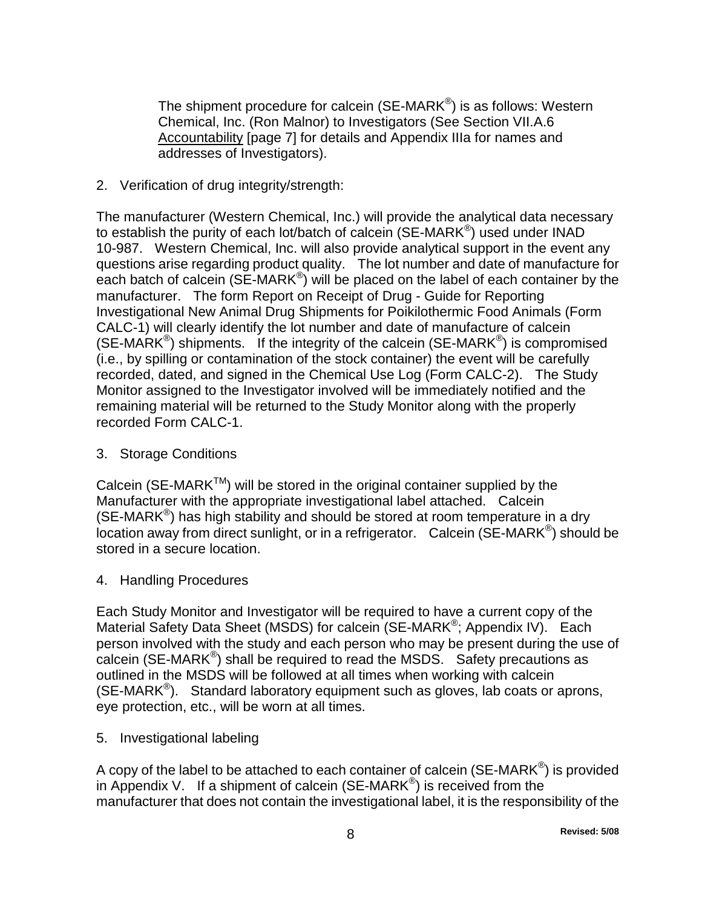The shipment procedure for calcein (SE-MARK®) is as follows: Western Chemical, Inc. (Ron Malnor) to Investigators (See Section VII.A.6 Accountability [page 7] for details and Appendix IIIa for names and addresses of Investigators).

2. Verification of drug integrity/strength:

The manufacturer (Western Chemical, Inc.) will provide the analytical data necessary to establish the purity of each lot/batch of calcein (SE-MARK®) used under INAD 10-987. Western Chemical, Inc. will also provide analytical support in the event any questions arise regarding product quality. The lot number and date of manufacture for each batch of calcein (SE-MARK®) will be placed on the label of each container by the manufacturer. The form Report on Receipt of Drug - Guide for Reporting Investigational New Animal Drug Shipments for Poikilothermic Food Animals (Form CALC-1) will clearly identify the lot number and date of manufacture of calcein (SE-MARK®) shipments. If the integrity of the calcein (SE-MARK®) is compromised (i.e., by spilling or contamination of the stock container) the event will be carefully recorded, dated, and signed in the Chemical Use Log (Form CALC-2). The Study Monitor assigned to the Investigator involved will be immediately notified and the remaining material will be returned to the Study Monitor along with the properly recorded Form CALC-1.

3. Storage Conditions

Calcein (SE-MARK™) will be stored in the original container supplied by the Manufacturer with the appropriate investigational label attached. Calcein (SE-MARK®) has high stability and should be stored at room temperature in a dry location away from direct sunlight, or in a refrigerator. Calcein (SE-MARK®) should be stored in a secure location.

4. Handling Procedures

Each Study Monitor and Investigator will be required to have a current copy of the Material Safety Data Sheet (MSDS) for calcein (SE-MARK®; Appendix IV). Each person involved with the study and each person who may be present during the use of calcein (SE-MARK®) shall be required to read the MSDS. Safety precautions as outlined in the MSDS will be followed at all times when working with calcein (SE-MARK®). Standard laboratory equipment such as gloves, lab coats or aprons, eye protection, etc., will be worn at all times.

5. Investigational labeling

A copy of the label to be attached to each container of calcein (SE-MARK®) is provided in Appendix V. If a shipment of calcein (SE-MARK®) is received from the manufacturer that does not contain the investigational label, it is the responsibility of the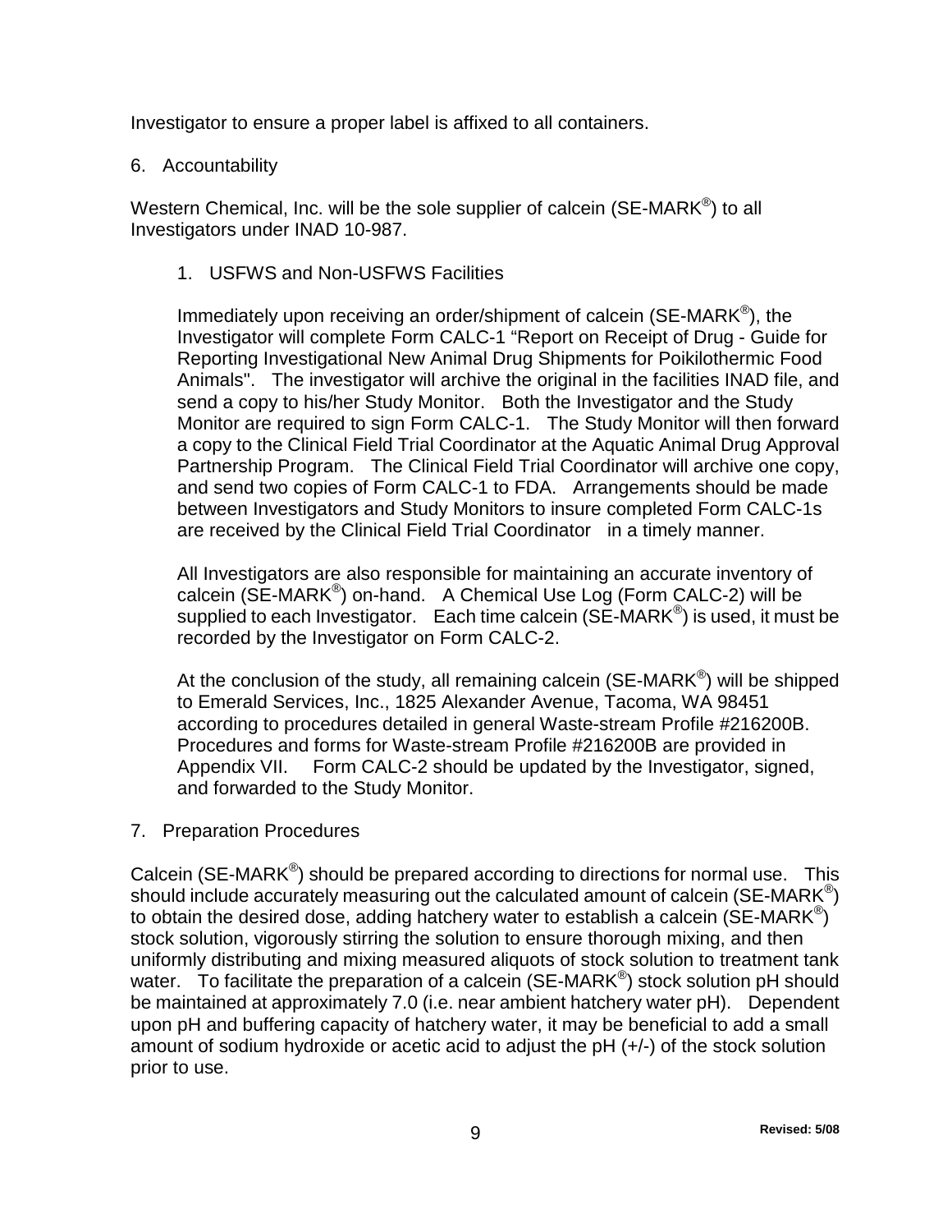Investigator to ensure a proper label is affixed to all containers.

6. Accountability

Western Chemical, Inc. will be the sole supplier of calcein (SE-MARK®) to all Investigators under INAD 10-987.

1. USFWS and Non-USFWS Facilities

   Immediately upon receiving an order/shipment of calcein (SE-MARK®), the Investigator will complete Form CALC-1 “Report on Receipt of Drug - Guide for Reporting Investigational New Animal Drug Shipments for Poikilothermic Food Animals". The investigator will archive the original in the facilities INAD file, and send a copy to his/her Study Monitor. Both the Investigator and the Study Monitor are required to sign Form CALC-1. The Study Monitor will then forward a copy to the Clinical Field Trial Coordinator at the Aquatic Animal Drug Approval Partnership Program. The Clinical Field Trial Coordinator will archive one copy, and send two copies of Form CALC-1 to FDA. Arrangements should be made between Investigators and Study Monitors to insure completed Form CALC-1s are received by the Clinical Field Trial Coordinator in a timely manner.

   All Investigators are also responsible for maintaining an accurate inventory of calcein (SE-MARK®) on-hand. A Chemical Use Log (Form CALC-2) will be supplied to each Investigator. Each time calcein (SE-MARK®) is used, it must be recorded by the Investigator on Form CALC-2.

   At the conclusion of the study, all remaining calcein (SE-MARK®) will be shipped to Emerald Services, Inc., 1825 Alexander Avenue, Tacoma, WA 98451 according to procedures detailed in general Waste-stream Profile #216200B. Procedures and forms for Waste-stream Profile #216200B are provided in Appendix VII. Form CALC-2 should be updated by the Investigator, signed, and forwarded to the Study Monitor.

7. Preparation Procedures

Calcein (SE-MARK®) should be prepared according to directions for normal use. This should include accurately measuring out the calculated amount of calcein (SE-MARK®) to obtain the desired dose, adding hatchery water to establish a calcein (SE-MARK®) stock solution, vigorously stirring the solution to ensure thorough mixing, and then uniformly distributing and mixing measured aliquots of stock solution to treatment tank water. To facilitate the preparation of a calcein (SE-MARK®) stock solution pH should be maintained at approximately 7.0 (i.e. near ambient hatchery water pH). Dependent upon pH and buffering capacity of hatchery water, it may be beneficial to add a small amount of sodium hydroxide or acetic acid to adjust the pH (+/-) of the stock solution prior to use.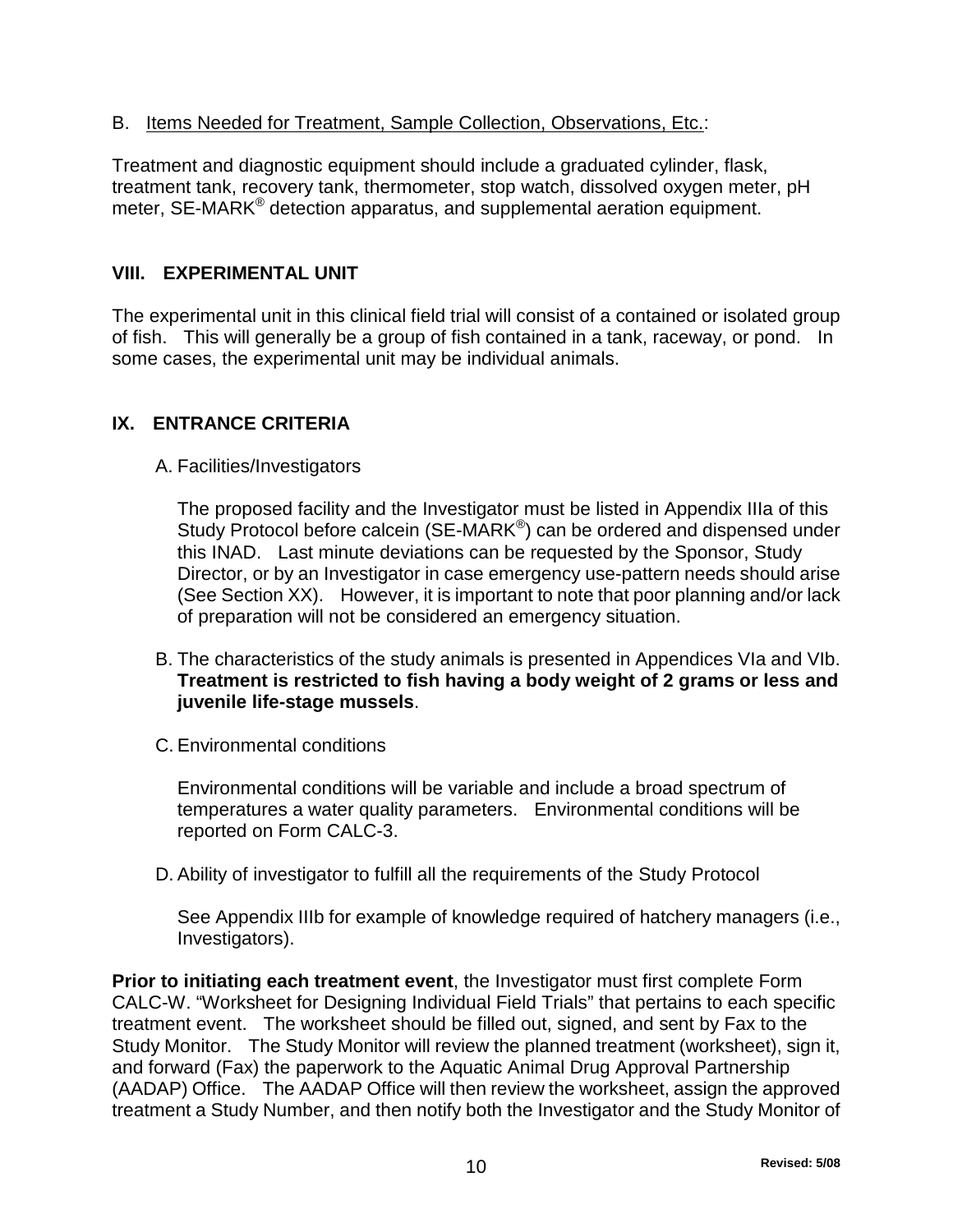B. Items Needed for Treatment, Sample Collection, Observations, Etc.:

Treatment and diagnostic equipment should include a graduated cylinder, flask, treatment tank, recovery tank, thermometer, stop watch, dissolved oxygen meter, pH meter, SE-MARK® detection apparatus, and supplemental aeration equipment.

## VIII. EXPERIMENTAL UNIT

The experimental unit in this clinical field trial will consist of a contained or isolated group of fish. This will generally be a group of fish contained in a tank, raceway, or pond. In some cases, the experimental unit may be individual animals.

## IX. ENTRANCE CRITERIA

A. Facilities/Investigators

The proposed facility and the Investigator must be listed in Appendix IIIa of this Study Protocol before calcein (SE-MARK®) can be ordered and dispensed under this INAD. Last minute deviations can be requested by the Sponsor, Study Director, or by an Investigator in case emergency use-pattern needs should arise (See Section XX). However, it is important to note that poor planning and/or lack of preparation will not be considered an emergency situation.

B. The characteristics of the study animals is presented in Appendices VIa and VIb. **Treatment is restricted to fish having a body weight of 2 grams or less and juvenile life-stage mussels**.

C. Environmental conditions

Environmental conditions will be variable and include a broad spectrum of temperatures a water quality parameters. Environmental conditions will be reported on Form CALC-3.

D. Ability of investigator to fulfill all the requirements of the Study Protocol

See Appendix IIIb for example of knowledge required of hatchery managers (i.e., Investigators).

**Prior to initiating each treatment event**, the Investigator must first complete Form CALC-W. "Worksheet for Designing Individual Field Trials" that pertains to each specific treatment event. The worksheet should be filled out, signed, and sent by Fax to the Study Monitor. The Study Monitor will review the planned treatment (worksheet), sign it, and forward (Fax) the paperwork to the Aquatic Animal Drug Approval Partnership (AADAP) Office. The AADAP Office will then review the worksheet, assign the approved treatment a Study Number, and then notify both the Investigator and the Study Monitor of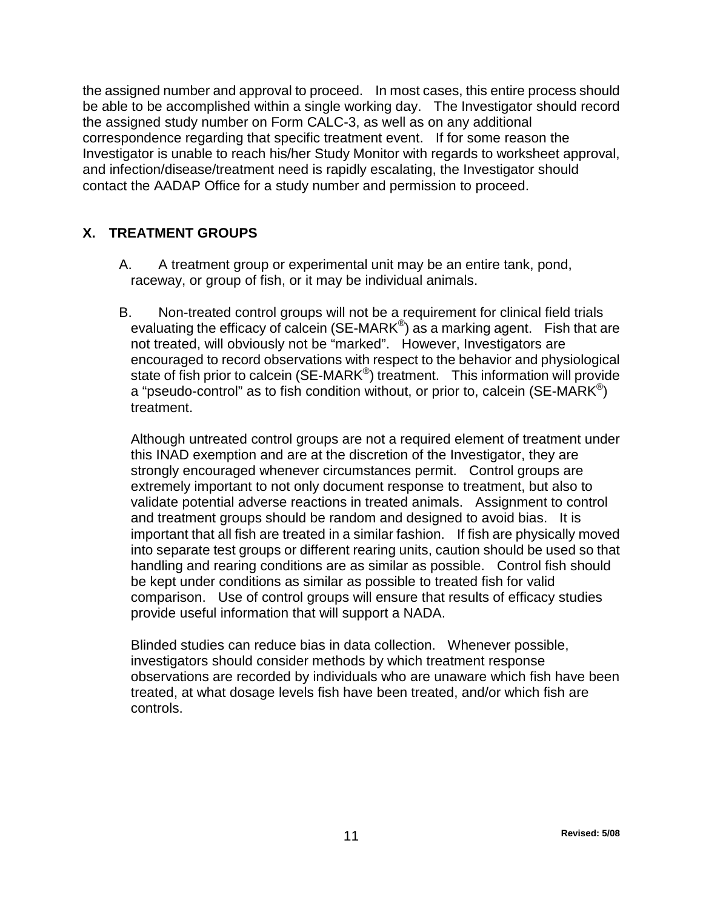the assigned number and approval to proceed. In most cases, this entire process should be able to be accomplished within a single working day. The Investigator should record the assigned study number on Form CALC-3, as well as on any additional correspondence regarding that specific treatment event. If for some reason the Investigator is unable to reach his/her Study Monitor with regards to worksheet approval, and infection/disease/treatment need is rapidly escalating, the Investigator should contact the AADAP Office for a study number and permission to proceed.

## X. TREATMENT GROUPS

A. A treatment group or experimental unit may be an entire tank, pond, raceway, or group of fish, or it may be individual animals.

B. Non-treated control groups will not be a requirement for clinical field trials evaluating the efficacy of calcein (SE-MARK®) as a marking agent. Fish that are not treated, will obviously not be "marked". However, Investigators are encouraged to record observations with respect to the behavior and physiological state of fish prior to calcein (SE-MARK®) treatment. This information will provide a "pseudo-control" as to fish condition without, or prior to, calcein (SE-MARK®) treatment.

Although untreated control groups are not a required element of treatment under this INAD exemption and are at the discretion of the Investigator, they are strongly encouraged whenever circumstances permit. Control groups are extremely important to not only document response to treatment, but also to validate potential adverse reactions in treated animals. Assignment to control and treatment groups should be random and designed to avoid bias. It is important that all fish are treated in a similar fashion. If fish are physically moved into separate test groups or different rearing units, caution should be used so that handling and rearing conditions are as similar as possible. Control fish should be kept under conditions as similar as possible to treated fish for valid comparison. Use of control groups will ensure that results of efficacy studies provide useful information that will support a NADA.

Blinded studies can reduce bias in data collection. Whenever possible, investigators should consider methods by which treatment response observations are recorded by individuals who are unaware which fish have been treated, at what dosage levels fish have been treated, and/or which fish are controls.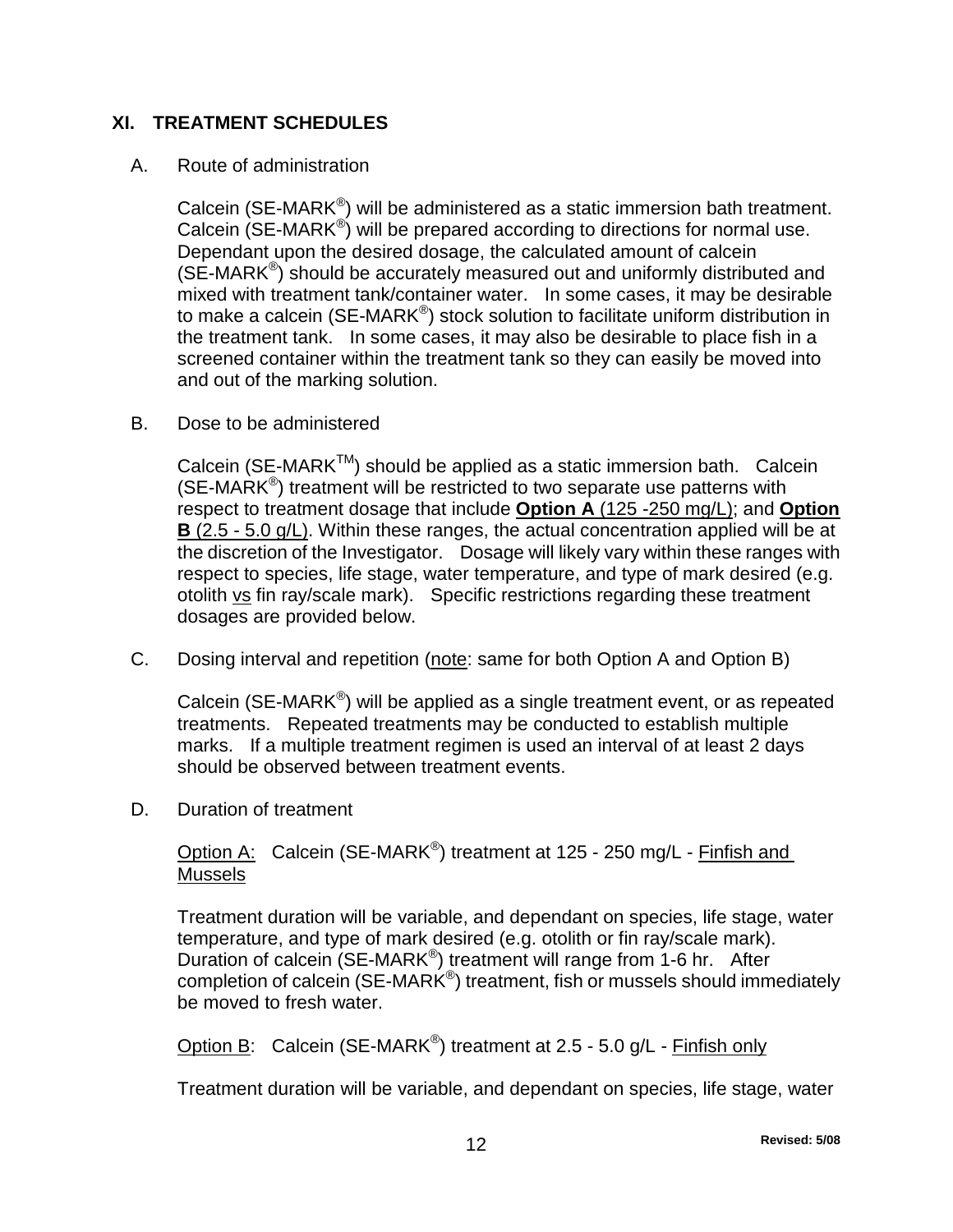## XI. TREATMENT SCHEDULES

A. Route of administration

Calcein (SE-MARK®) will be administered as a static immersion bath treatment. Calcein (SE-MARK®) will be prepared according to directions for normal use. Dependant upon the desired dosage, the calculated amount of calcein (SE-MARK®) should be accurately measured out and uniformly distributed and mixed with treatment tank/container water. In some cases, it may be desirable to make a calcein (SE-MARK®) stock solution to facilitate uniform distribution in the treatment tank. In some cases, it may also be desirable to place fish in a screened container within the treatment tank so they can easily be moved into and out of the marking solution.

B. Dose to be administered

Calcein (SE-MARK™) should be applied as a static immersion bath. Calcein (SE-MARK®) treatment will be restricted to two separate use patterns with respect to treatment dosage that include **Option A** (125 -250 mg/L); and **Option B** (2.5 - 5.0 g/L). Within these ranges, the actual concentration applied will be at the discretion of the Investigator. Dosage will likely vary within these ranges with respect to species, life stage, water temperature, and type of mark desired (e.g. otolith vs fin ray/scale mark). Specific restrictions regarding these treatment dosages are provided below.

C. Dosing interval and repetition (note: same for both Option A and Option B)

Calcein (SE-MARK®) will be applied as a single treatment event, or as repeated treatments. Repeated treatments may be conducted to establish multiple marks. If a multiple treatment regimen is used an interval of at least 2 days should be observed between treatment events.

D. Duration of treatment

Option A: Calcein (SE-MARK®) treatment at 125 - 250 mg/L - Finfish and Mussels

Treatment duration will be variable, and dependant on species, life stage, water temperature, and type of mark desired (e.g. otolith or fin ray/scale mark). Duration of calcein (SE-MARK®) treatment will range from 1-6 hr. After completion of calcein (SE-MARK®) treatment, fish or mussels should immediately be moved to fresh water.

Option B: Calcein (SE-MARK®) treatment at 2.5 - 5.0 g/L - Finfish only

Treatment duration will be variable, and dependant on species, life stage, water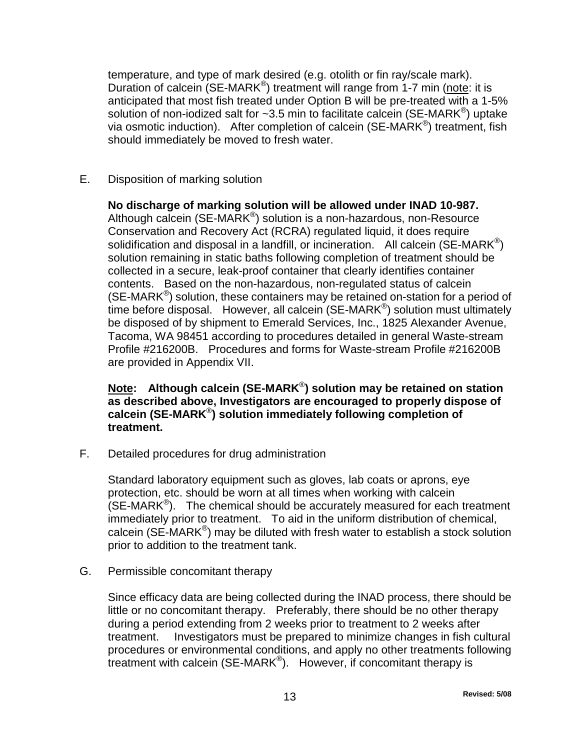temperature, and type of mark desired (e.g. otolith or fin ray/scale mark). Duration of calcein (SE-MARK®) treatment will range from 1-7 min (<u>note</u>: it is anticipated that most fish treated under Option B will be pre-treated with a 1-5% solution of non-iodized salt for ~3.5 min to facilitate calcein (SE-MARK®) uptake via osmotic induction). After completion of calcein (SE-MARK®) treatment, fish should immediately be moved to fresh water.

E. Disposition of marking solution

**No discharge of marking solution will be allowed under INAD 10-987.** Although calcein (SE-MARK®) solution is a non-hazardous, non-Resource Conservation and Recovery Act (RCRA) regulated liquid, it does require solidification and disposal in a landfill, or incineration. All calcein (SE-MARK®) solution remaining in static baths following completion of treatment should be collected in a secure, leak-proof container that clearly identifies container contents. Based on the non-hazardous, non-regulated status of calcein (SE-MARK®) solution, these containers may be retained on-station for a period of time before disposal. However, all calcein (SE-MARK®) solution must ultimately be disposed of by shipment to Emerald Services, Inc., 1825 Alexander Avenue, Tacoma, WA 98451 according to procedures detailed in general Waste-stream Profile #216200B. Procedures and forms for Waste-stream Profile #216200B are provided in Appendix VII.

**<u>Note</u>: Although calcein (SE-MARK®) solution may be retained on station as described above, Investigators are encouraged to properly dispose of calcein (SE-MARK®) solution immediately following completion of treatment.**

F. Detailed procedures for drug administration

Standard laboratory equipment such as gloves, lab coats or aprons, eye protection, etc. should be worn at all times when working with calcein (SE-MARK®). The chemical should be accurately measured for each treatment immediately prior to treatment. To aid in the uniform distribution of chemical, calcein (SE-MARK®) may be diluted with fresh water to establish a stock solution prior to addition to the treatment tank.

G. Permissible concomitant therapy

Since efficacy data are being collected during the INAD process, there should be little or no concomitant therapy. Preferably, there should be no other therapy during a period extending from 2 weeks prior to treatment to 2 weeks after treatment. Investigators must be prepared to minimize changes in fish cultural procedures or environmental conditions, and apply no other treatments following treatment with calcein (SE-MARK®). However, if concomitant therapy is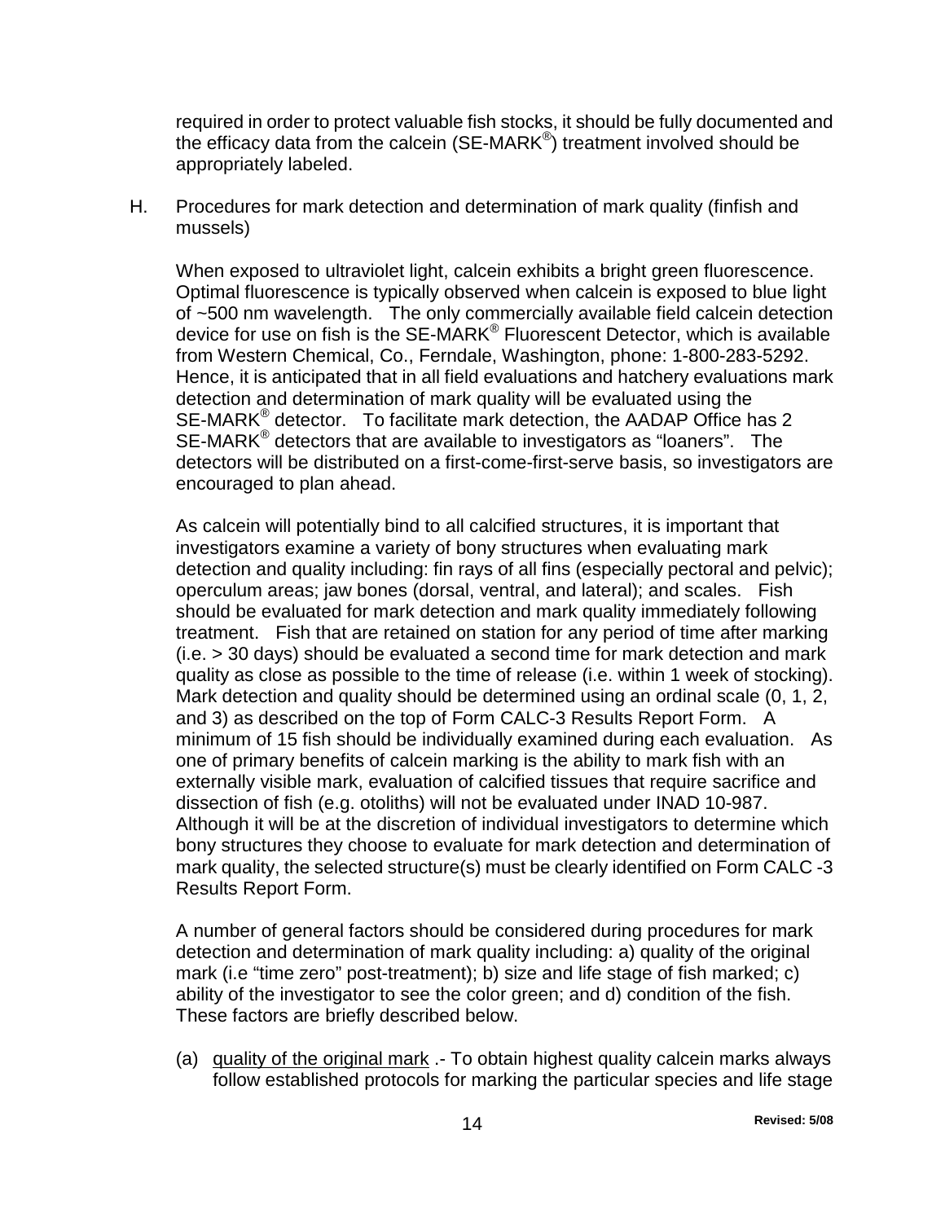required in order to protect valuable fish stocks, it should be fully documented and the efficacy data from the calcein (SE-MARK®) treatment involved should be appropriately labeled.

H. Procedures for mark detection and determination of mark quality (finfish and mussels)

When exposed to ultraviolet light, calcein exhibits a bright green fluorescence. Optimal fluorescence is typically observed when calcein is exposed to blue light of ~500 nm wavelength. The only commercially available field calcein detection device for use on fish is the SE-MARK® Fluorescent Detector, which is available from Western Chemical, Co., Ferndale, Washington, phone: 1-800-283-5292. Hence, it is anticipated that in all field evaluations and hatchery evaluations mark detection and determination of mark quality will be evaluated using the SE-MARK® detector. To facilitate mark detection, the AADAP Office has 2 SE-MARK® detectors that are available to investigators as "loaners". The detectors will be distributed on a first-come-first-serve basis, so investigators are encouraged to plan ahead.

As calcein will potentially bind to all calcified structures, it is important that investigators examine a variety of bony structures when evaluating mark detection and quality including: fin rays of all fins (especially pectoral and pelvic); operculum areas; jaw bones (dorsal, ventral, and lateral); and scales. Fish should be evaluated for mark detection and mark quality immediately following treatment. Fish that are retained on station for any period of time after marking (i.e. > 30 days) should be evaluated a second time for mark detection and mark quality as close as possible to the time of release (i.e. within 1 week of stocking). Mark detection and quality should be determined using an ordinal scale (0, 1, 2, and 3) as described on the top of Form CALC-3 Results Report Form. A minimum of 15 fish should be individually examined during each evaluation. As one of primary benefits of calcein marking is the ability to mark fish with an externally visible mark, evaluation of calcified tissues that require sacrifice and dissection of fish (e.g. otoliths) will not be evaluated under INAD 10-987. Although it will be at the discretion of individual investigators to determine which bony structures they choose to evaluate for mark detection and determination of mark quality, the selected structure(s) must be clearly identified on Form CALC -3 Results Report Form.

A number of general factors should be considered during procedures for mark detection and determination of mark quality including: a) quality of the original mark (i.e "time zero" post-treatment); b) size and life stage of fish marked; c) ability of the investigator to see the color green; and d) condition of the fish. These factors are briefly described below.

(a) quality of the original mark .- To obtain highest quality calcein marks always follow established protocols for marking the particular species and life stage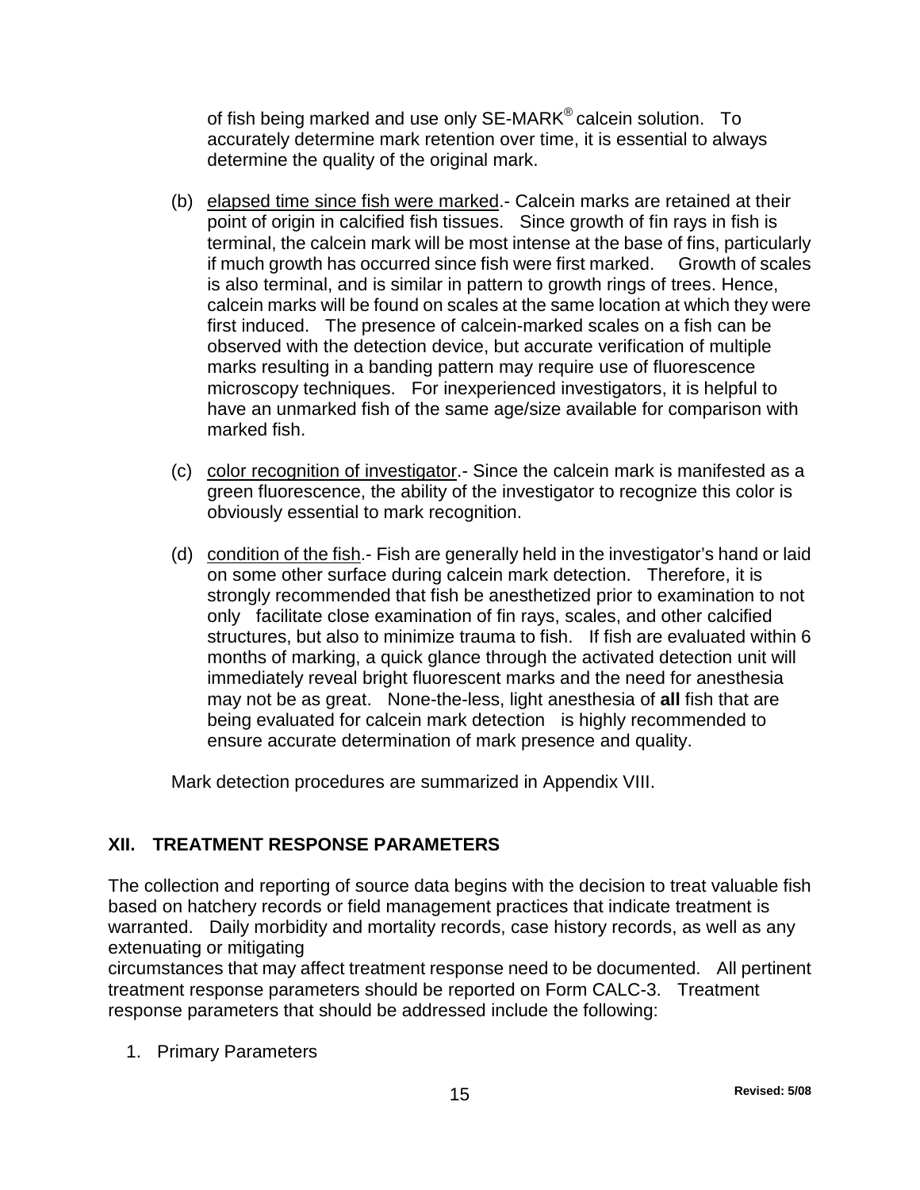of fish being marked and use only SE-MARK® calcein solution. To accurately determine mark retention over time, it is essential to always determine the quality of the original mark.

(b) elapsed time since fish were marked.- Calcein marks are retained at their point of origin in calcified fish tissues. Since growth of fin rays in fish is terminal, the calcein mark will be most intense at the base of fins, particularly if much growth has occurred since fish were first marked. Growth of scales is also terminal, and is similar in pattern to growth rings of trees. Hence, calcein marks will be found on scales at the same location at which they were first induced. The presence of calcein-marked scales on a fish can be observed with the detection device, but accurate verification of multiple marks resulting in a banding pattern may require use of fluorescence microscopy techniques. For inexperienced investigators, it is helpful to have an unmarked fish of the same age/size available for comparison with marked fish.

(c) color recognition of investigator.- Since the calcein mark is manifested as a green fluorescence, the ability of the investigator to recognize this color is obviously essential to mark recognition.

(d) condition of the fish.- Fish are generally held in the investigator's hand or laid on some other surface during calcein mark detection. Therefore, it is strongly recommended that fish be anesthetized prior to examination to not only facilitate close examination of fin rays, scales, and other calcified structures, but also to minimize trauma to fish. If fish are evaluated within 6 months of marking, a quick glance through the activated detection unit will immediately reveal bright fluorescent marks and the need for anesthesia may not be as great. None-the-less, light anesthesia of **all** fish that are being evaluated for calcein mark detection is highly recommended to ensure accurate determination of mark presence and quality.

Mark detection procedures are summarized in Appendix VIII.

## XII. TREATMENT RESPONSE PARAMETERS

The collection and reporting of source data begins with the decision to treat valuable fish based on hatchery records or field management practices that indicate treatment is warranted. Daily morbidity and mortality records, case history records, as well as any extenuating or mitigating circumstances that may affect treatment response need to be documented. All pertinent treatment response parameters should be reported on Form CALC-3. Treatment response parameters that should be addressed include the following:

1. Primary Parameters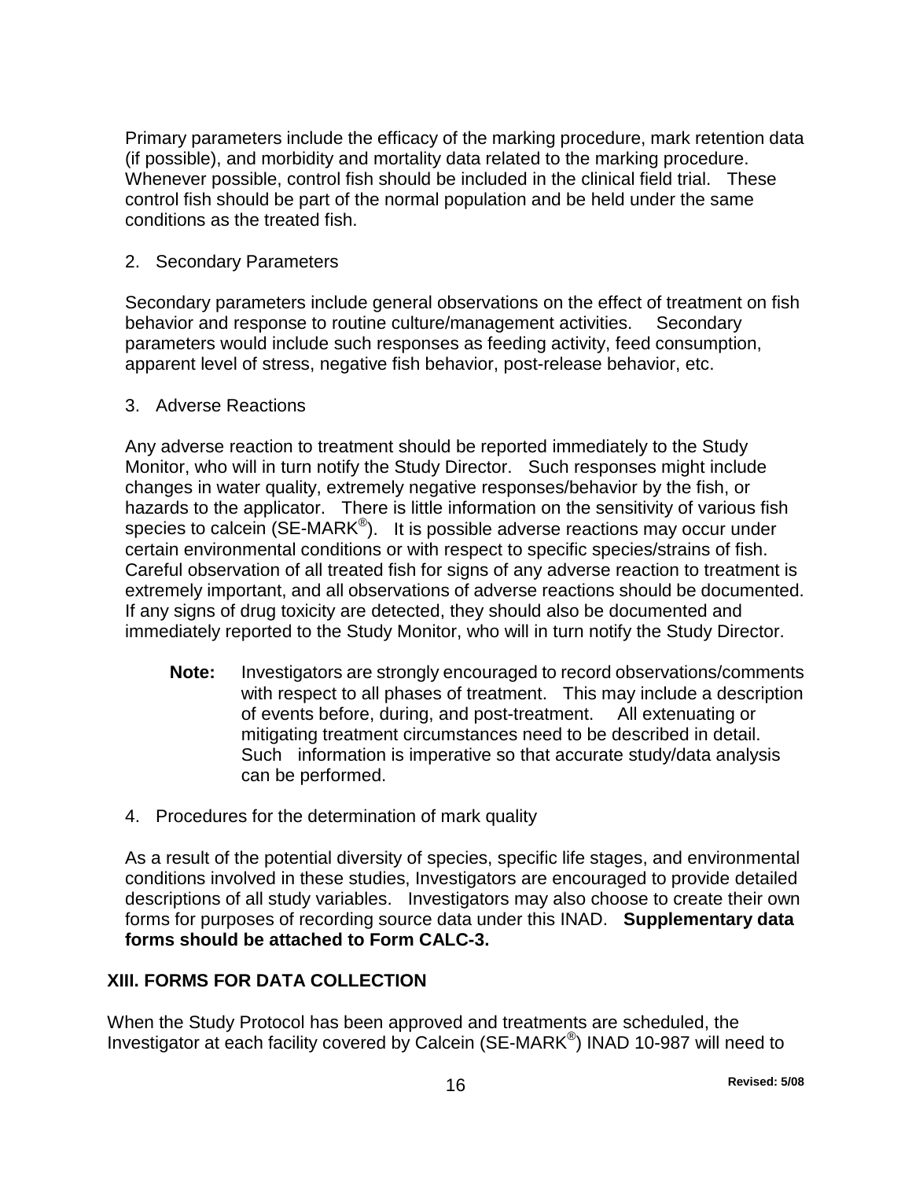Primary parameters include the efficacy of the marking procedure, mark retention data (if possible), and morbidity and mortality data related to the marking procedure. Whenever possible, control fish should be included in the clinical field trial. These control fish should be part of the normal population and be held under the same conditions as the treated fish.

2. Secondary Parameters

Secondary parameters include general observations on the effect of treatment on fish behavior and response to routine culture/management activities. Secondary parameters would include such responses as feeding activity, feed consumption, apparent level of stress, negative fish behavior, post-release behavior, etc.

3. Adverse Reactions

Any adverse reaction to treatment should be reported immediately to the Study Monitor, who will in turn notify the Study Director. Such responses might include changes in water quality, extremely negative responses/behavior by the fish, or hazards to the applicator. There is little information on the sensitivity of various fish species to calcein (SE-MARK®). It is possible adverse reactions may occur under certain environmental conditions or with respect to specific species/strains of fish. Careful observation of all treated fish for signs of any adverse reaction to treatment is extremely important, and all observations of adverse reactions should be documented. If any signs of drug toxicity are detected, they should also be documented and immediately reported to the Study Monitor, who will in turn notify the Study Director.

> **Note:** Investigators are strongly encouraged to record observations/comments with respect to all phases of treatment. This may include a description of events before, during, and post-treatment. All extenuating or mitigating treatment circumstances need to be described in detail. Such information is imperative so that accurate study/data analysis can be performed.

4. Procedures for the determination of mark quality

As a result of the potential diversity of species, specific life stages, and environmental conditions involved in these studies, Investigators are encouraged to provide detailed descriptions of all study variables. Investigators may also choose to create their own forms for purposes of recording source data under this INAD. **Supplementary data forms should be attached to Form CALC-3.**

## XIII. FORMS FOR DATA COLLECTION

When the Study Protocol has been approved and treatments are scheduled, the Investigator at each facility covered by Calcein (SE-MARK®) INAD 10-987 will need to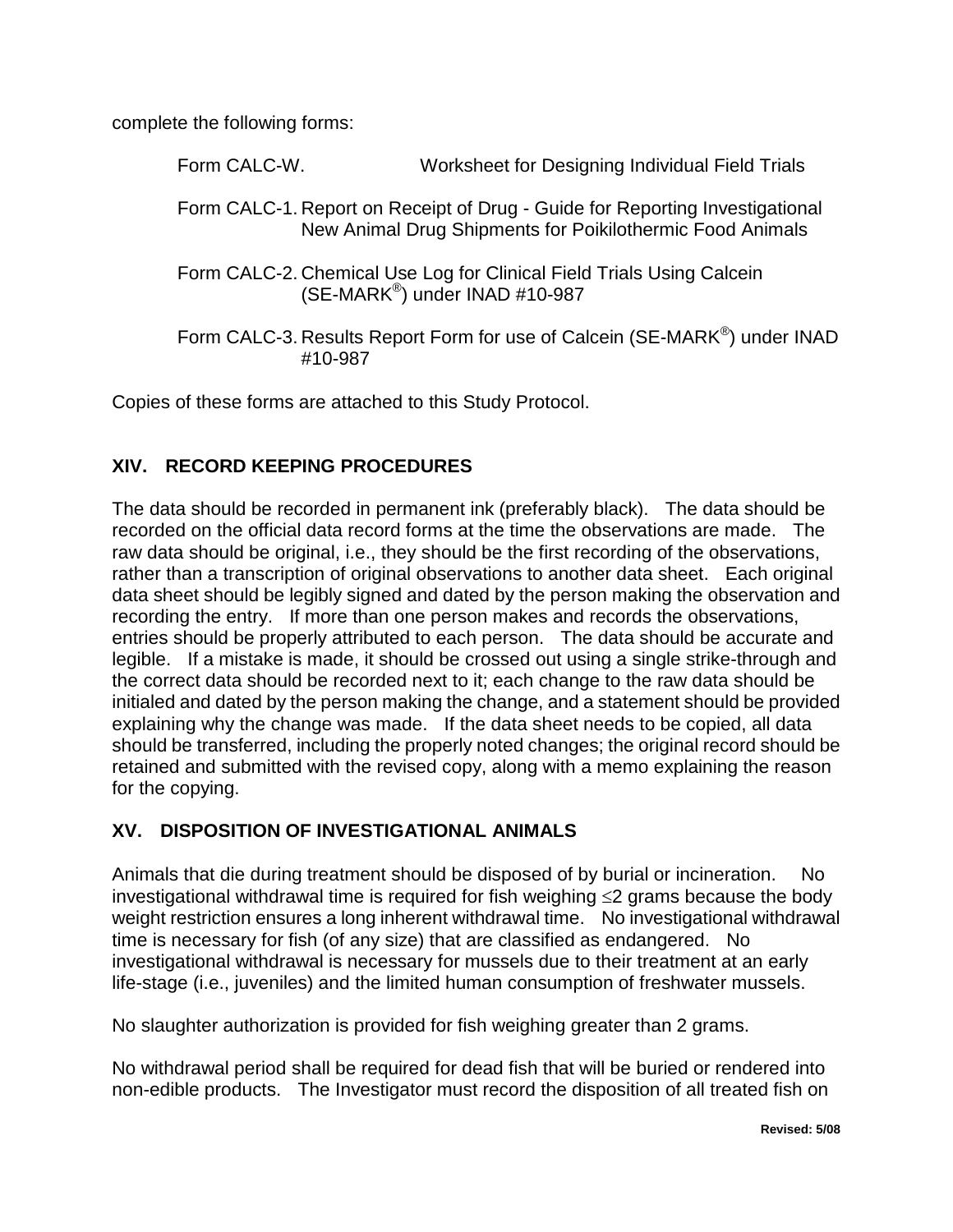complete the following forms:

Form CALC-W. Worksheet for Designing Individual Field Trials

Form CALC-1. Report on Receipt of Drug - Guide for Reporting Investigational New Animal Drug Shipments for Poikilothermic Food Animals

Form CALC-2. Chemical Use Log for Clinical Field Trials Using Calcein (SE-MARK®) under INAD #10-987

Form CALC-3. Results Report Form for use of Calcein (SE-MARK®) under INAD #10-987

Copies of these forms are attached to this Study Protocol.

## XIV. RECORD KEEPING PROCEDURES

The data should be recorded in permanent ink (preferably black). The data should be recorded on the official data record forms at the time the observations are made. The raw data should be original, i.e., they should be the first recording of the observations, rather than a transcription of original observations to another data sheet. Each original data sheet should be legibly signed and dated by the person making the observation and recording the entry. If more than one person makes and records the observations, entries should be properly attributed to each person. The data should be accurate and legible. If a mistake is made, it should be crossed out using a single strike-through and the correct data should be recorded next to it; each change to the raw data should be initialed and dated by the person making the change, and a statement should be provided explaining why the change was made. If the data sheet needs to be copied, all data should be transferred, including the properly noted changes; the original record should be retained and submitted with the revised copy, along with a memo explaining the reason for the copying.

## XV. DISPOSITION OF INVESTIGATIONAL ANIMALS

Animals that die during treatment should be disposed of by burial or incineration. No investigational withdrawal time is required for fish weighing ≤2 grams because the body weight restriction ensures a long inherent withdrawal time. No investigational withdrawal time is necessary for fish (of any size) that are classified as endangered. No investigational withdrawal is necessary for mussels due to their treatment at an early life-stage (i.e., juveniles) and the limited human consumption of freshwater mussels.

No slaughter authorization is provided for fish weighing greater than 2 grams.

No withdrawal period shall be required for dead fish that will be buried or rendered into non-edible products. The Investigator must record the disposition of all treated fish on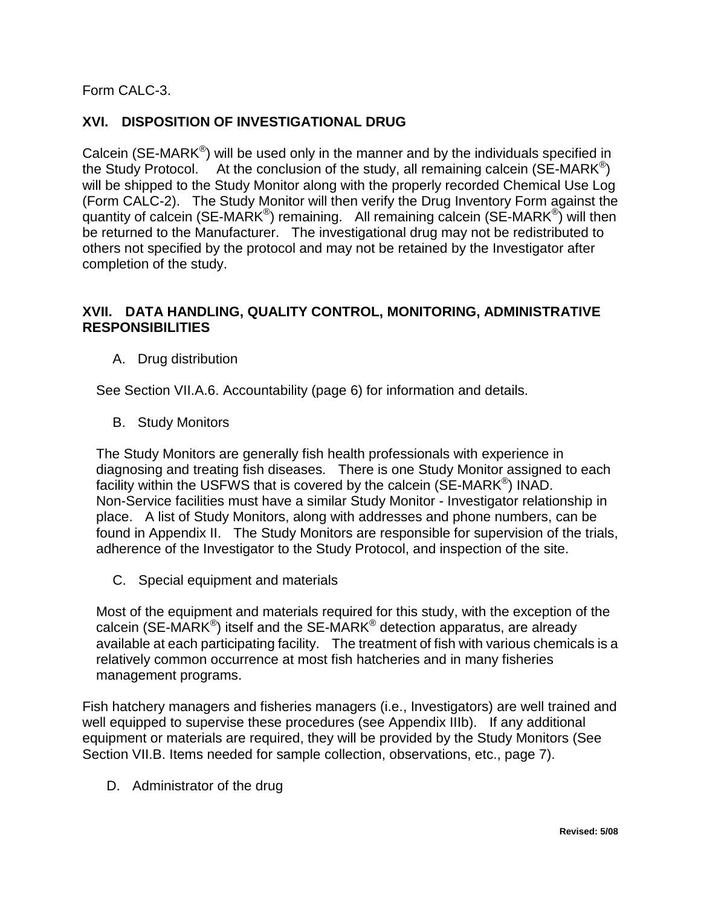Form CALC-3.

## XVI. DISPOSITION OF INVESTIGATIONAL DRUG

Calcein (SE-MARK®) will be used only in the manner and by the individuals specified in the Study Protocol. At the conclusion of the study, all remaining calcein (SE-MARK®) will be shipped to the Study Monitor along with the properly recorded Chemical Use Log (Form CALC-2). The Study Monitor will then verify the Drug Inventory Form against the quantity of calcein (SE-MARK®) remaining. All remaining calcein (SE-MARK®) will then be returned to the Manufacturer. The investigational drug may not be redistributed to others not specified by the protocol and may not be retained by the Investigator after completion of the study.

## XVII. DATA HANDLING, QUALITY CONTROL, MONITORING, ADMINISTRATIVE RESPONSIBILITIES

A. Drug distribution

See Section VII.A.6. Accountability (page 6) for information and details.

B. Study Monitors

The Study Monitors are generally fish health professionals with experience in diagnosing and treating fish diseases. There is one Study Monitor assigned to each facility within the USFWS that is covered by the calcein (SE-MARK®) INAD. Non-Service facilities must have a similar Study Monitor - Investigator relationship in place. A list of Study Monitors, along with addresses and phone numbers, can be found in Appendix II. The Study Monitors are responsible for supervision of the trials, adherence of the Investigator to the Study Protocol, and inspection of the site.

C. Special equipment and materials

Most of the equipment and materials required for this study, with the exception of the calcein (SE-MARK®) itself and the SE-MARK® detection apparatus, are already available at each participating facility. The treatment of fish with various chemicals is a relatively common occurrence at most fish hatcheries and in many fisheries management programs.

Fish hatchery managers and fisheries managers (i.e., Investigators) are well trained and well equipped to supervise these procedures (see Appendix IIIb). If any additional equipment or materials are required, they will be provided by the Study Monitors (See Section VII.B. Items needed for sample collection, observations, etc., page 7).

D. Administrator of the drug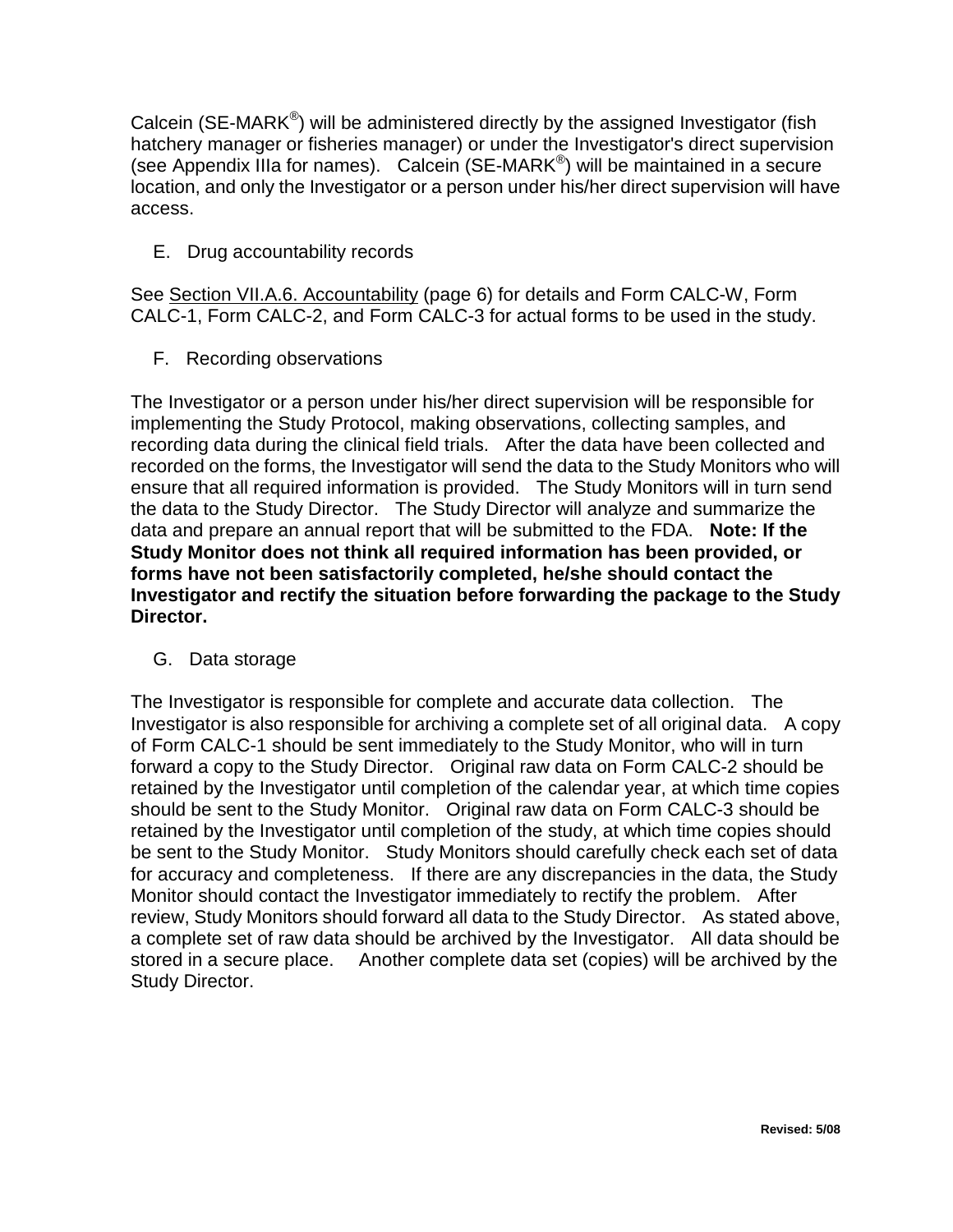Calcein (SE-MARK®) will be administered directly by the assigned Investigator (fish hatchery manager or fisheries manager) or under the Investigator's direct supervision (see Appendix IIIa for names). Calcein (SE-MARK®) will be maintained in a secure location, and only the Investigator or a person under his/her direct supervision will have access.

E. Drug accountability records

See Section VII.A.6. Accountability (page 6) for details and Form CALC-W, Form CALC-1, Form CALC-2, and Form CALC-3 for actual forms to be used in the study.

F. Recording observations

The Investigator or a person under his/her direct supervision will be responsible for implementing the Study Protocol, making observations, collecting samples, and recording data during the clinical field trials. After the data have been collected and recorded on the forms, the Investigator will send the data to the Study Monitors who will ensure that all required information is provided. The Study Monitors will in turn send the data to the Study Director. The Study Director will analyze and summarize the data and prepare an annual report that will be submitted to the FDA. **Note: If the Study Monitor does not think all required information has been provided, or forms have not been satisfactorily completed, he/she should contact the Investigator and rectify the situation before forwarding the package to the Study Director.**

G. Data storage

The Investigator is responsible for complete and accurate data collection. The Investigator is also responsible for archiving a complete set of all original data. A copy of Form CALC-1 should be sent immediately to the Study Monitor, who will in turn forward a copy to the Study Director. Original raw data on Form CALC-2 should be retained by the Investigator until completion of the calendar year, at which time copies should be sent to the Study Monitor. Original raw data on Form CALC-3 should be retained by the Investigator until completion of the study, at which time copies should be sent to the Study Monitor. Study Monitors should carefully check each set of data for accuracy and completeness. If there are any discrepancies in the data, the Study Monitor should contact the Investigator immediately to rectify the problem. After review, Study Monitors should forward all data to the Study Director. As stated above, a complete set of raw data should be archived by the Investigator. All data should be stored in a secure place. Another complete data set (copies) will be archived by the Study Director.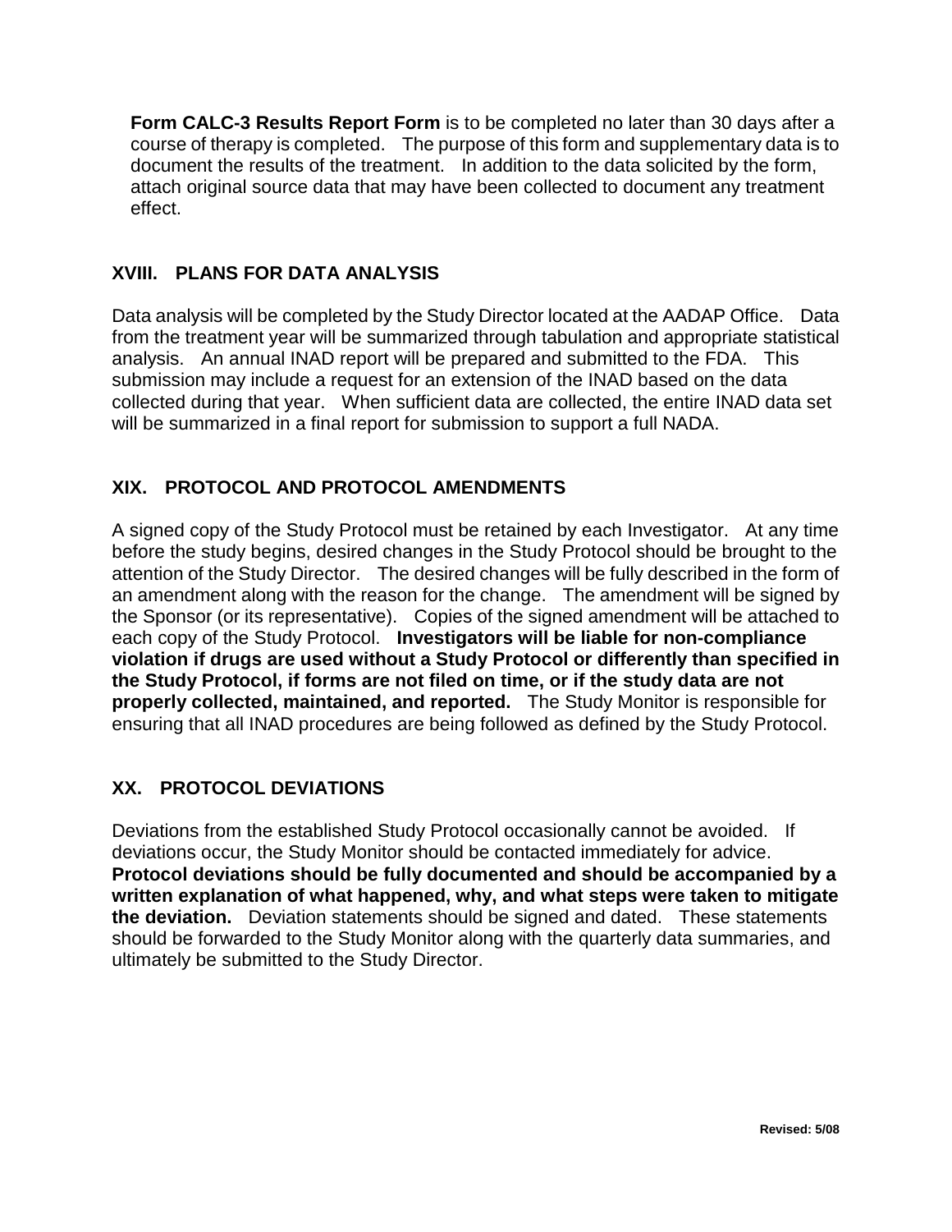**Form CALC-3 Results Report Form** is to be completed no later than 30 days after a course of therapy is completed. The purpose of this form and supplementary data is to document the results of the treatment. In addition to the data solicited by the form, attach original source data that may have been collected to document any treatment effect.

## XVIII. PLANS FOR DATA ANALYSIS

Data analysis will be completed by the Study Director located at the AADAP Office. Data from the treatment year will be summarized through tabulation and appropriate statistical analysis. An annual INAD report will be prepared and submitted to the FDA. This submission may include a request for an extension of the INAD based on the data collected during that year. When sufficient data are collected, the entire INAD data set will be summarized in a final report for submission to support a full NADA.

## XIX. PROTOCOL AND PROTOCOL AMENDMENTS

A signed copy of the Study Protocol must be retained by each Investigator. At any time before the study begins, desired changes in the Study Protocol should be brought to the attention of the Study Director. The desired changes will be fully described in the form of an amendment along with the reason for the change. The amendment will be signed by the Sponsor (or its representative). Copies of the signed amendment will be attached to each copy of the Study Protocol. **Investigators will be liable for non-compliance violation if drugs are used without a Study Protocol or differently than specified in the Study Protocol, if forms are not filed on time, or if the study data are not properly collected, maintained, and reported.** The Study Monitor is responsible for ensuring that all INAD procedures are being followed as defined by the Study Protocol.

## XX. PROTOCOL DEVIATIONS

Deviations from the established Study Protocol occasionally cannot be avoided. If deviations occur, the Study Monitor should be contacted immediately for advice. **Protocol deviations should be fully documented and should be accompanied by a written explanation of what happened, why, and what steps were taken to mitigate the deviation.** Deviation statements should be signed and dated. These statements should be forwarded to the Study Monitor along with the quarterly data summaries, and ultimately be submitted to the Study Director.

**Revised: 5/08**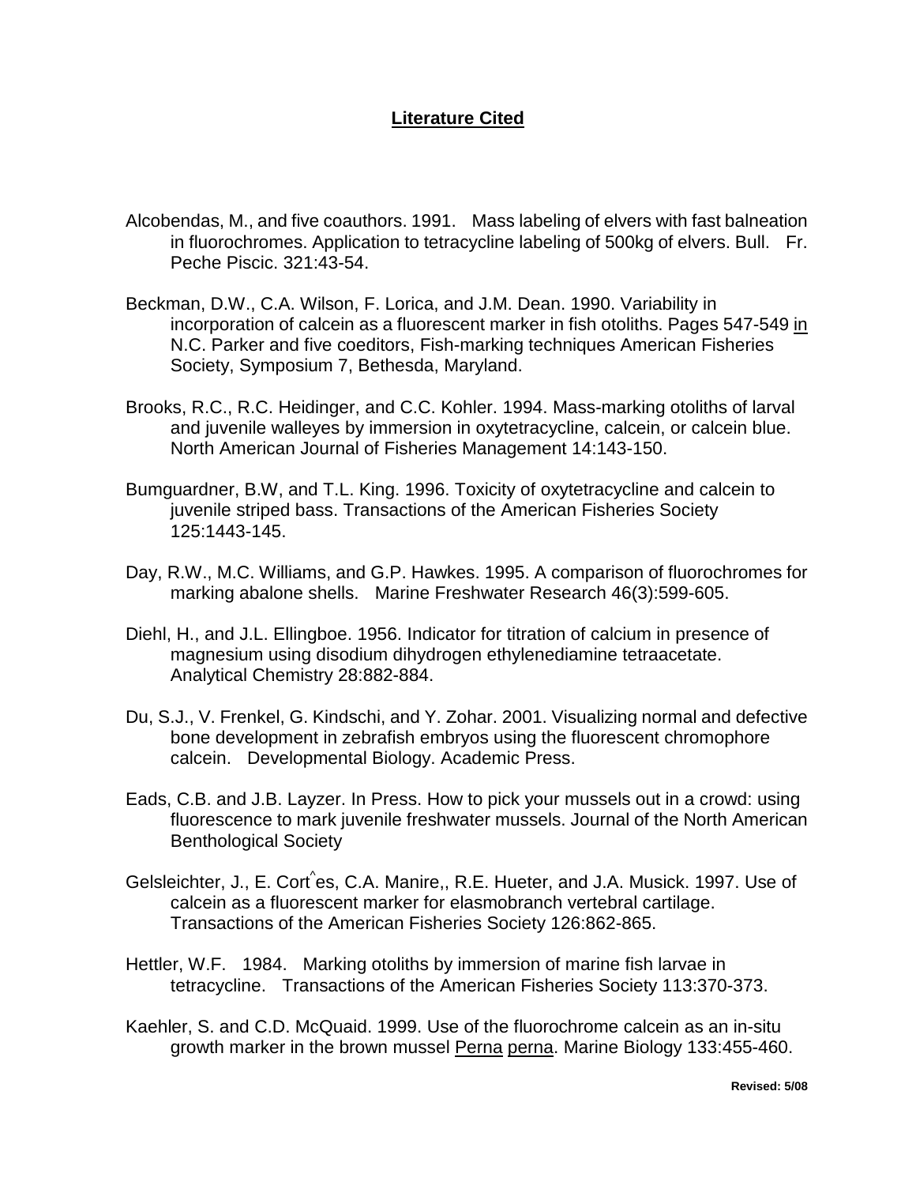## Literature Cited

Alcobendas, M., and five coauthors. 1991. Mass labeling of elvers with fast balneation in fluorochromes. Application to tetracycline labeling of 500kg of elvers. Bull. Fr. Peche Piscic. 321:43-54.

Beckman, D.W., C.A. Wilson, F. Lorica, and J.M. Dean. 1990. Variability in incorporation of calcein as a fluorescent marker in fish otoliths. Pages 547-549 in N.C. Parker and five coeditors, Fish-marking techniques American Fisheries Society, Symposium 7, Bethesda, Maryland.

Brooks, R.C., R.C. Heidinger, and C.C. Kohler. 1994. Mass-marking otoliths of larval and juvenile walleyes by immersion in oxytetracycline, calcein, or calcein blue. North American Journal of Fisheries Management 14:143-150.

Bumguardner, B.W, and T.L. King. 1996. Toxicity of oxytetracycline and calcein to juvenile striped bass. Transactions of the American Fisheries Society 125:1443-145.

Day, R.W., M.C. Williams, and G.P. Hawkes. 1995. A comparison of fluorochromes for marking abalone shells. Marine Freshwater Research 46(3):599-605.

Diehl, H., and J.L. Ellingboe. 1956. Indicator for titration of calcium in presence of magnesium using disodium dihydrogen ethylenediamine tetraacetate. Analytical Chemistry 28:882-884.

Du, S.J., V. Frenkel, G. Kindschi, and Y. Zohar. 2001. Visualizing normal and defective bone development in zebrafish embryos using the fluorescent chromophore calcein. Developmental Biology. Academic Press.

Eads, C.B. and J.B. Layzer. In Press. How to pick your mussels out in a crowd: using fluorescence to mark juvenile freshwater mussels. Journal of the North American Benthological Society

Gelsleichter, J., E. Cortês, C.A. Manire,, R.E. Hueter, and J.A. Musick. 1997. Use of calcein as a fluorescent marker for elasmobranch vertebral cartilage. Transactions of the American Fisheries Society 126:862-865.

Hettler, W.F. 1984. Marking otoliths by immersion of marine fish larvae in tetracycline. Transactions of the American Fisheries Society 113:370-373.

Kaehler, S. and C.D. McQuaid. 1999. Use of the fluorochrome calcein as an in-situ growth marker in the brown mussel *Perna perna*. Marine Biology 133:455-460.

**Revised: 5/08**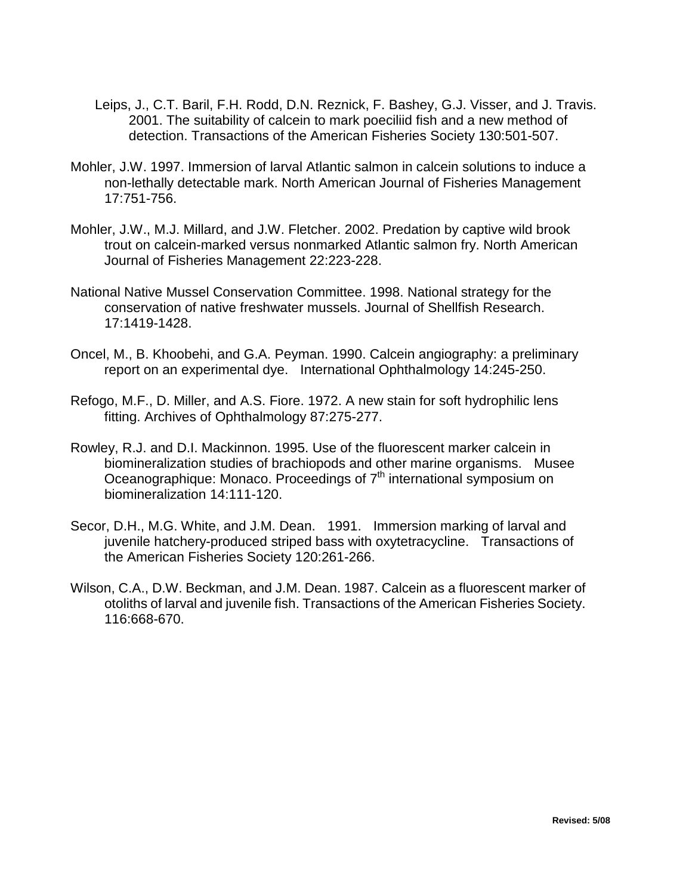Leips, J., C.T. Baril, F.H. Rodd, D.N. Reznick, F. Bashey, G.J. Visser, and J. Travis. 2001. The suitability of calcein to mark poeciliid fish and a new method of detection. Transactions of the American Fisheries Society 130:501-507.

Mohler, J.W. 1997. Immersion of larval Atlantic salmon in calcein solutions to induce a non-lethally detectable mark. North American Journal of Fisheries Management 17:751-756.

Mohler, J.W., M.J. Millard, and J.W. Fletcher. 2002. Predation by captive wild brook trout on calcein-marked versus nonmarked Atlantic salmon fry. North American Journal of Fisheries Management 22:223-228.

National Native Mussel Conservation Committee. 1998. National strategy for the conservation of native freshwater mussels. Journal of Shellfish Research. 17:1419-1428.

Oncel, M., B. Khoobehi, and G.A. Peyman. 1990. Calcein angiography: a preliminary report on an experimental dye. International Ophthalmology 14:245-250.

Refogo, M.F., D. Miller, and A.S. Fiore. 1972. A new stain for soft hydrophilic lens fitting. Archives of Ophthalmology 87:275-277.

Rowley, R.J. and D.I. Mackinnon. 1995. Use of the fluorescent marker calcein in biomineralization studies of brachiopods and other marine organisms. Musee Oceanographique: Monaco. Proceedings of 7th international symposium on biomineralization 14:111-120.

Secor, D.H., M.G. White, and J.M. Dean. 1991. Immersion marking of larval and juvenile hatchery-produced striped bass with oxytetracycline. Transactions of the American Fisheries Society 120:261-266.

Wilson, C.A., D.W. Beckman, and J.M. Dean. 1987. Calcein as a fluorescent marker of otoliths of larval and juvenile fish. Transactions of the American Fisheries Society. 116:668-670.

**Revised: 5/08**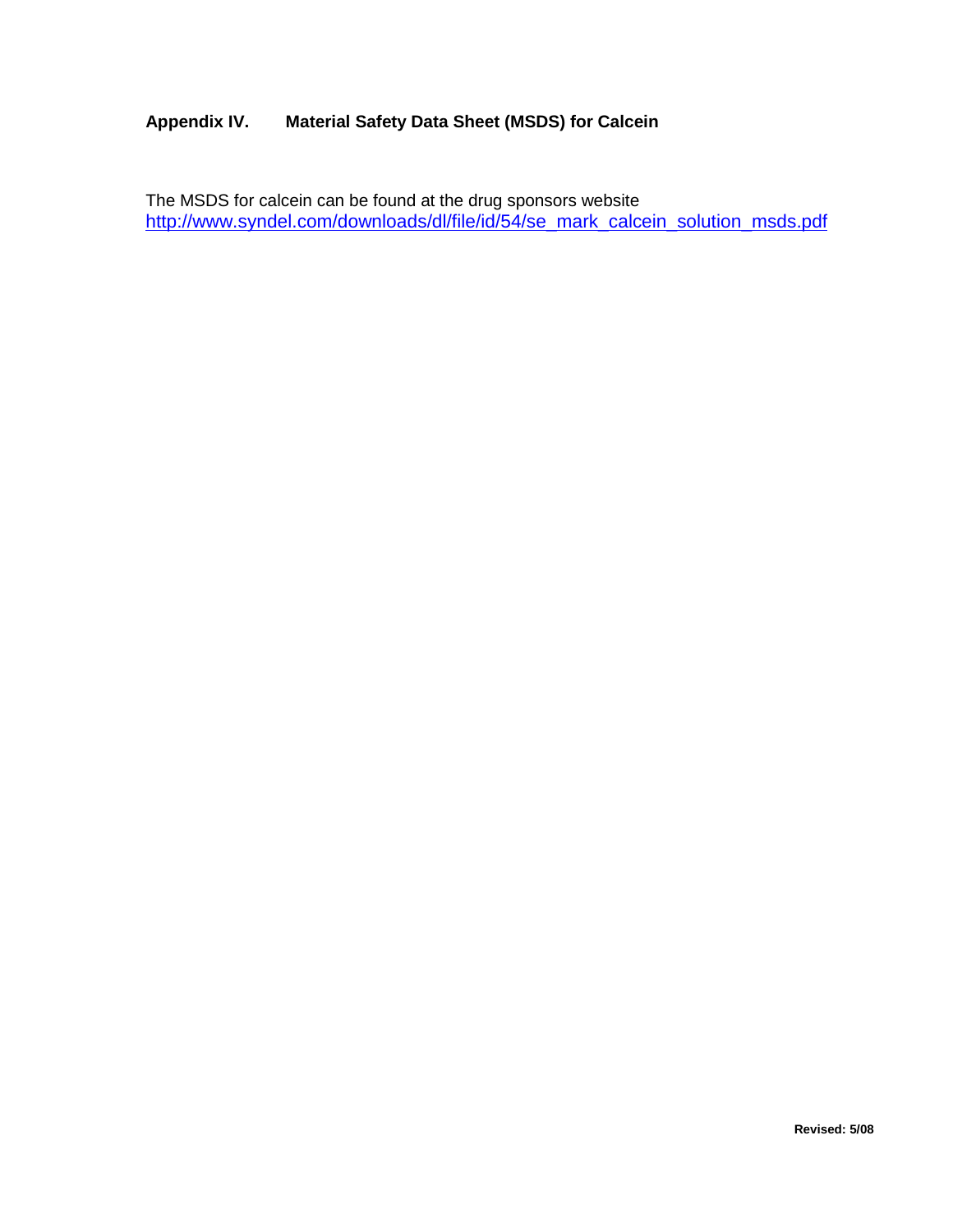## Appendix IV. Material Safety Data Sheet (MSDS) for Calcein

The MSDS for calcein can be found at the drug sponsors website
http://www.syndel.com/downloads/dl/file/id/54/se_mark_calcein_solution_msds.pdf

**Revised: 5/08**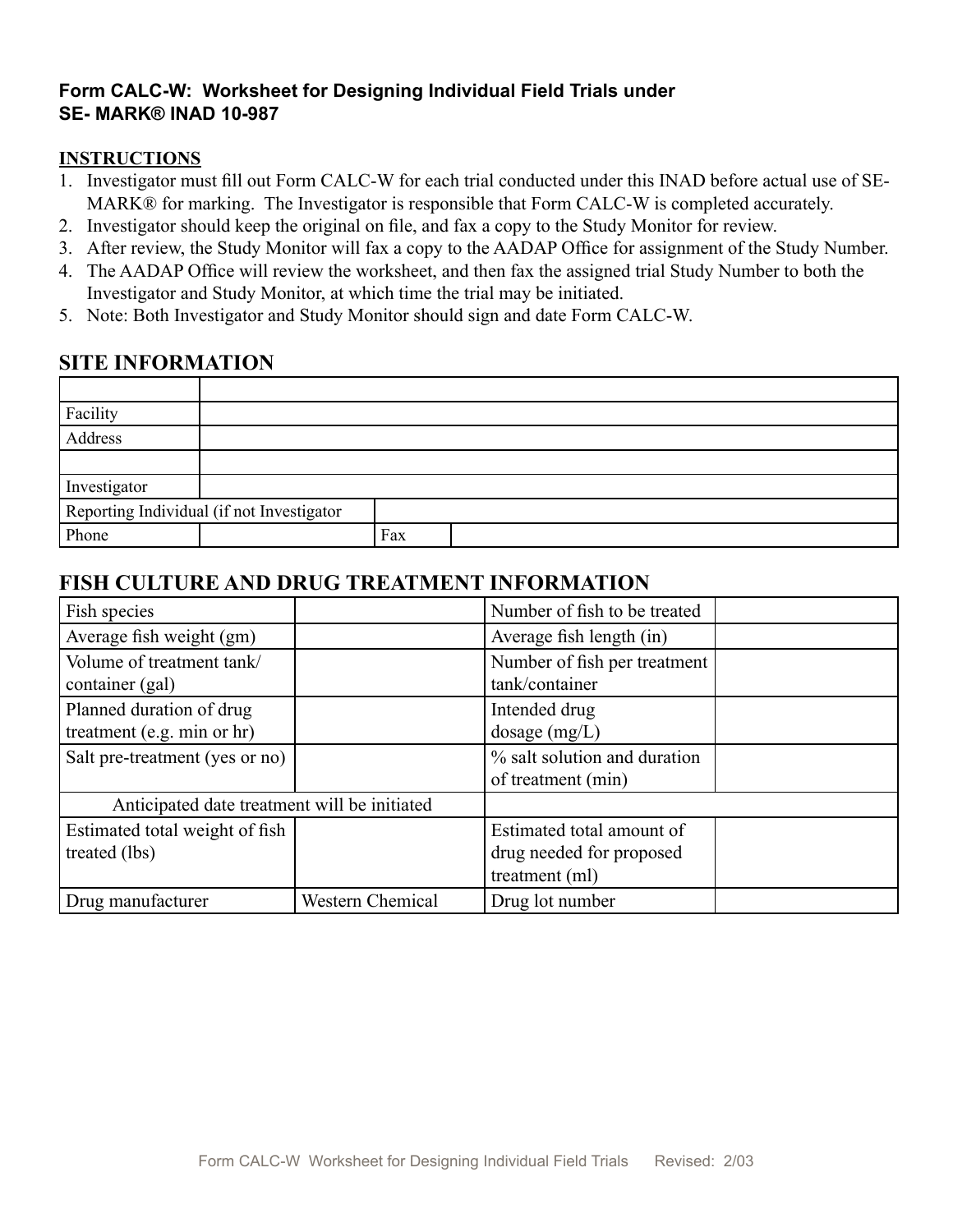**Form CALC-W: Worksheet for Designing Individual Field Trials under SE- MARK® INAD 10-987**

**INSTRUCTIONS**

1. Investigator must fill out Form CALC-W for each trial conducted under this INAD before actual use of SE-MARK® for marking. The Investigator is responsible that Form CALC-W is completed accurately.
2. Investigator should keep the original on file, and fax a copy to the Study Monitor for review.
3. After review, the Study Monitor will fax a copy to the AADAP Office for assignment of the Study Number.
4. The AADAP Office will review the worksheet, and then fax the assigned trial Study Number to both the Investigator and Study Monitor, at which time the trial may be initiated.
5. Note: Both Investigator and Study Monitor should sign and date Form CALC-W.

## SITE INFORMATION

| | | | |
|---|---|---|---|
| Facility | | | |
| Address | | | |
| | | | |
| Investigator | | | |
| Reporting Individual (if not Investigator | | | |
| Phone | | Fax | |

## FISH CULTURE AND DRUG TREATMENT INFORMATION

| | | | |
|---|---|---|---|
| Fish species | | Number of fish to be treated | |
| Average fish weight (gm) | | Average fish length (in) | |
| Volume of treatment tank/ container (gal) | | Number of fish per treatment tank/container | |
| Planned duration of drug treatment (e.g. min or hr) | | Intended drug dosage (mg/L) | |
| Salt pre-treatment (yes or no) | | % salt solution and duration of treatment (min) | |
| Anticipated date treatment will be initiated | | | |
| Estimated total weight of fish treated (lbs) | | Estimated total amount of drug needed for proposed treatment (ml) | |
| Drug manufacturer | Western Chemical | Drug lot number | |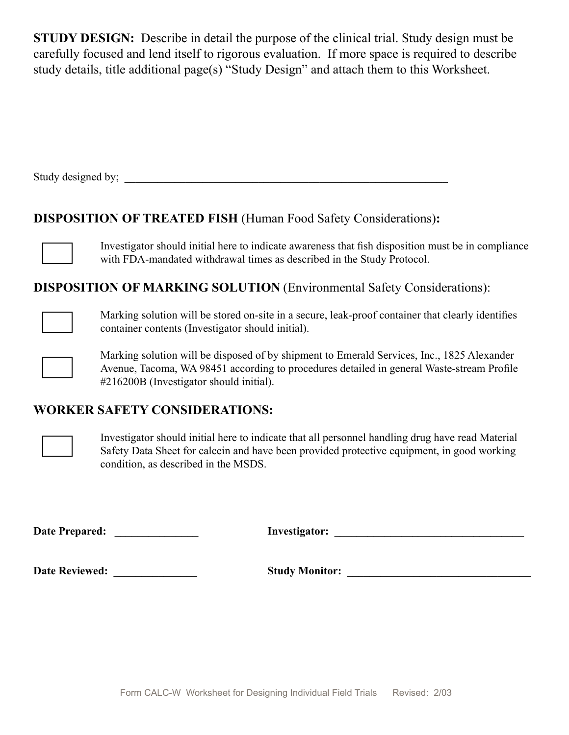**STUDY DESIGN:** Describe in detail the purpose of the clinical trial. Study design must be carefully focused and lend itself to rigorous evaluation. If more space is required to describe study details, title additional page(s) "Study Design" and attach them to this Worksheet.

Study designed by; ______________________________________________________________

**DISPOSITION OF TREATED FISH** (Human Food Safety Considerations)**:**

☐ Investigator should initial here to indicate awareness that fish disposition must be in compliance with FDA-mandated withdrawal times as described in the Study Protocol.

**DISPOSITION OF MARKING SOLUTION** (Environmental Safety Considerations):

☐ Marking solution will be stored on-site in a secure, leak-proof container that clearly identifies container contents (Investigator should initial).

☐ Marking solution will be disposed of by shipment to Emerald Services, Inc., 1825 Alexander Avenue, Tacoma, WA 98451 according to procedures detailed in general Waste-stream Profile #216200B (Investigator should initial).

**WORKER SAFETY CONSIDERATIONS:**

☐ Investigator should initial here to indicate that all personnel handling drug have read Material Safety Data Sheet for calcein and have been provided protective equipment, in good working condition, as described in the MSDS.

**Date Prepared:** _______________ **Investigator:** ____________________________________

**Date Reviewed:** _______________ **Study Monitor:** __________________________________

Form CALC-W Worksheet for Designing Individual Field Trials Revised: 2/03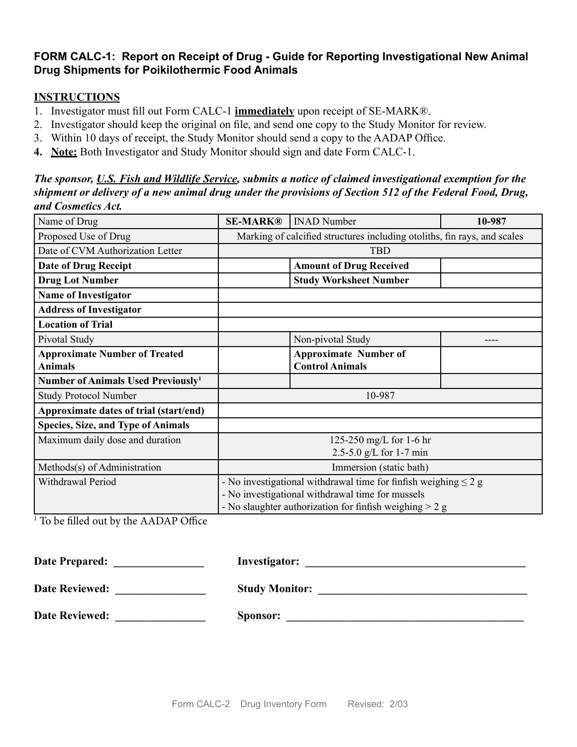**FORM CALC-1: Report on Receipt of Drug - Guide for Reporting Investigational New Animal Drug Shipments for Poikilothermic Food Animals**

**INSTRUCTIONS**

1. Investigator must fill out Form CALC-1 **immediately** upon receipt of SE-MARK®.
2. Investigator should keep the original on file, and send one copy to the Study Monitor for review.
3. Within 10 days of receipt, the Study Monitor should send a copy to the AADAP Office.
4. **Note:** Both Investigator and Study Monitor should sign and date Form CALC-1.

***The sponsor, U.S. Fish and Wildlife Service, submits a notice of claimed investigational exemption for the shipment or delivery of a new animal drug under the provisions of Section 512 of the Federal Food, Drug, and Cosmetics Act.***

| Name of Drug | **SE-MARK®** | INAD Number | **10-987** |
|---|---|---|---|
| Proposed Use of Drug | Marking of calcified structures including otoliths, fin rays, and scales | | |
| Date of CVM Authorization Letter | TBD | | |
| **Date of Drug Receipt** | | **Amount of Drug Received** | |
| **Drug Lot Number** | | **Study Worksheet Number** | |
| **Name of Investigator** | | | |
| **Address of Investigator** | | | |
| **Location of Trial** | | | |
| Pivotal Study | | Non-pivotal Study | ---- |
| **Approximate Number of Treated Animals** | | **Approximate Number of Control Animals** | |
| **Number of Animals Used Previously**[1] | | | |
| Study Protocol Number | 10-987 | | |
| **Approximate dates of trial (start/end)** | | | |
| **Species, Size, and Type of Animals** | | | |
| Maximum daily dose and duration | 125-250 mg/L for 1-6 hr<br>2.5-5.0 g/L for 1-7 min | | |
| Methods(s) of Administration | Immersion (static bath) | | |
| Withdrawal Period | - No investigational withdrawal time for finfish weighing ≤ 2 g<br>- No investigational withdrawal time for mussels<br>- No slaughter authorization for finfish weighing > 2 g | | |

[1] To be filled out by the AADAP Office

**Date Prepared:** ________________ **Investigator:** ________________________________________

**Date Reviewed:** ________________ **Study Monitor:** ______________________________________

**Date Reviewed:** ________________ **Sponsor:** ___________________________________________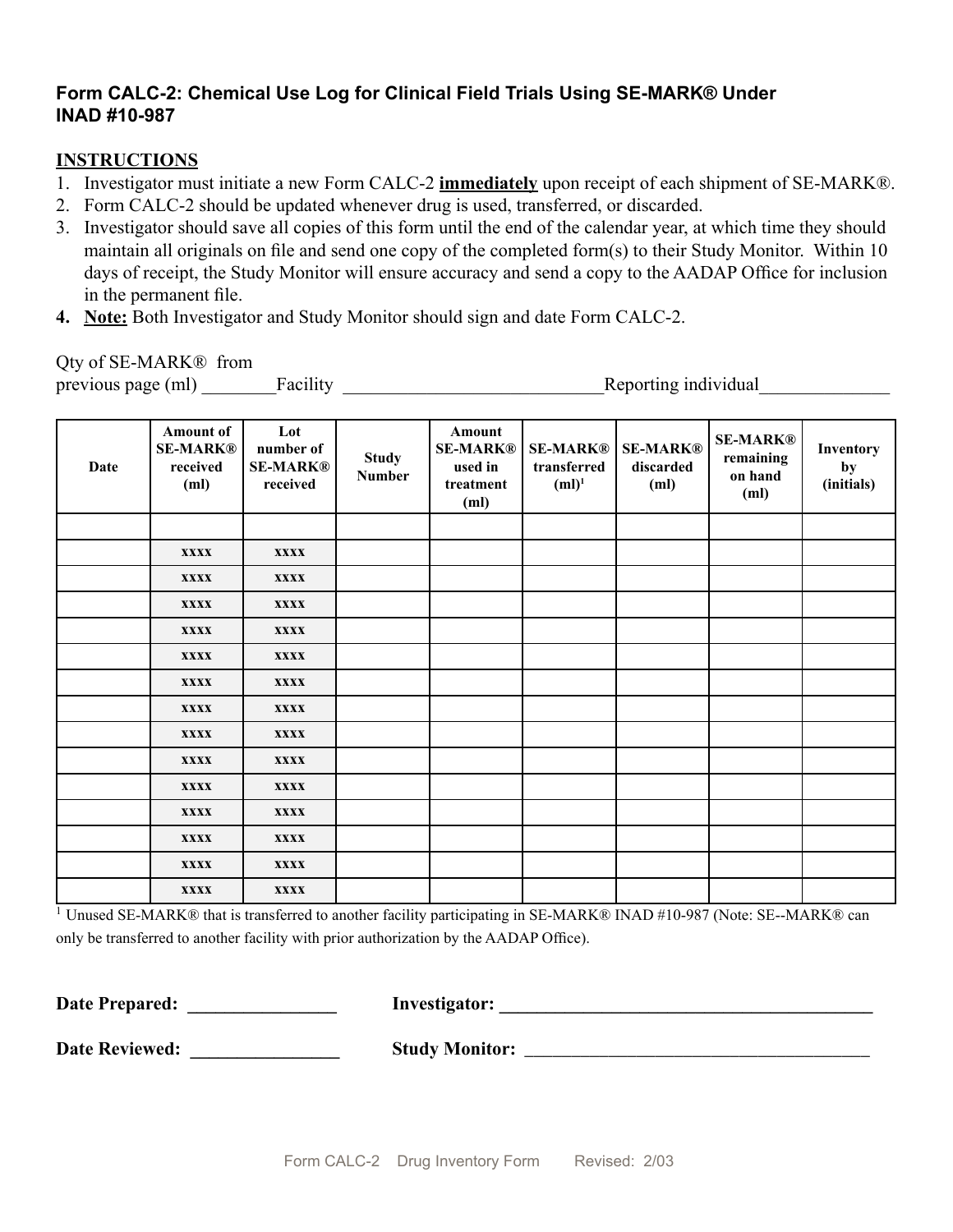**Form CALC-2: Chemical Use Log for Clinical Field Trials Using SE-MARK® Under INAD #10-987**

**INSTRUCTIONS**

1. Investigator must initiate a new Form CALC-2 **immediately** upon receipt of each shipment of SE-MARK®.
2. Form CALC-2 should be updated whenever drug is used, transferred, or discarded.
3. Investigator should save all copies of this form until the end of the calendar year, at which time they should maintain all originals on file and send one copy of the completed form(s) to their Study Monitor. Within 10 days of receipt, the Study Monitor will ensure accuracy and send a copy to the AADAP Office for inclusion in the permanent file.
4. **Note:** Both Investigator and Study Monitor should sign and date Form CALC-2.

Qty of SE-MARK® from previous page (ml) ________Facility ____________________________Reporting individual______________

| Date | Amount of SE-MARK® received (ml) | Lot number of SE-MARK® received | Study Number | Amount SE-MARK® used in treatment (ml) | SE-MARK® transferred (ml)[1] | SE-MARK® discarded (ml) | SE-MARK® remaining on hand (ml) | Inventory by (initials) |
|---|---|---|---|---|---|---|---|---|
| | | | | | | | | |
| | xxxx | xxxx | | | | | | |
| | xxxx | xxxx | | | | | | |
| | xxxx | xxxx | | | | | | |
| | xxxx | xxxx | | | | | | |
| | xxxx | xxxx | | | | | | |
| | xxxx | xxxx | | | | | | |
| | xxxx | xxxx | | | | | | |
| | xxxx | xxxx | | | | | | |
| | xxxx | xxxx | | | | | | |
| | xxxx | xxxx | | | | | | |
| | xxxx | xxxx | | | | | | |
| | xxxx | xxxx | | | | | | |
| | xxxx | xxxx | | | | | | |
| | xxxx | xxxx | | | | | | |

[1] Unused SE-MARK® that is transferred to another facility participating in SE-MARK® INAD #10-987 (Note: SE--MARK® can only be transferred to another facility with prior authorization by the AADAP Office).

**Date Prepared:** ________________ **Investigator:** __________________________________________

**Date Reviewed:** ________________ **Study Monitor:** ______________________________________

Form CALC-2 Drug Inventory Form Revised: 2/03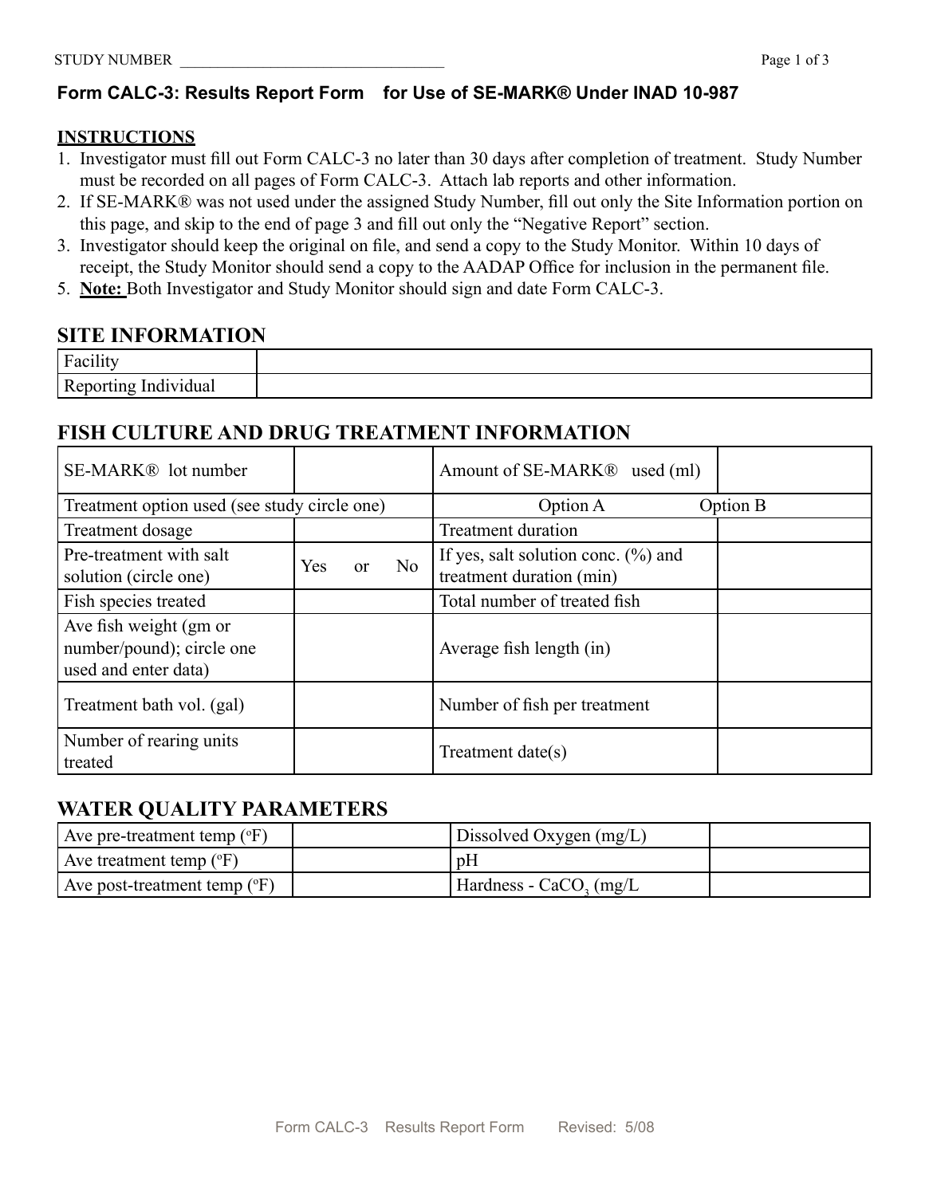STUDY NUMBER ___________________________________

**Form CALC-3: Results Report Form for Use of SE-MARK® Under INAD 10-987**

**INSTRUCTIONS**

1. Investigator must fill out Form CALC-3 no later than 30 days after completion of treatment. Study Number must be recorded on all pages of Form CALC-3. Attach lab reports and other information.
2. If SE-MARK® was not used under the assigned Study Number, fill out only the Site Information portion on this page, and skip to the end of page 3 and fill out only the "Negative Report" section.
3. Investigator should keep the original on file, and send a copy to the Study Monitor. Within 10 days of receipt, the Study Monitor should send a copy to the AADAP Office for inclusion in the permanent file.
5. **Note:** Both Investigator and Study Monitor should sign and date Form CALC-3.

## SITE INFORMATION

| | |
|---|---|
| Facility | |
| Reporting Individual | |

## FISH CULTURE AND DRUG TREATMENT INFORMATION

| | | | |
|---|---|---|---|
| SE-MARK® lot number | | Amount of SE-MARK® used (ml) | |
| Treatment option used (see study circle one) | | Option A Option B | |
| Treatment dosage | | Treatment duration | |
| Pre-treatment with salt solution (circle one) | Yes or No | If yes, salt solution conc. (%) and treatment duration (min) | |
| Fish species treated | | Total number of treated fish | |
| Ave fish weight (gm or number/pound); circle one used and enter data) | | Average fish length (in) | |
| Treatment bath vol. (gal) | | Number of fish per treatment | |
| Number of rearing units treated | | Treatment date(s) | |

## WATER QUALITY PARAMETERS

| | | | |
|---|---|---|---|
| Ave pre-treatment temp (°F) | | Dissolved Oxygen (mg/L) | |
| Ave treatment temp (°F) | | pH | |
| Ave post-treatment temp (°F) | | Hardness - $CaCO_3$ (mg/L | |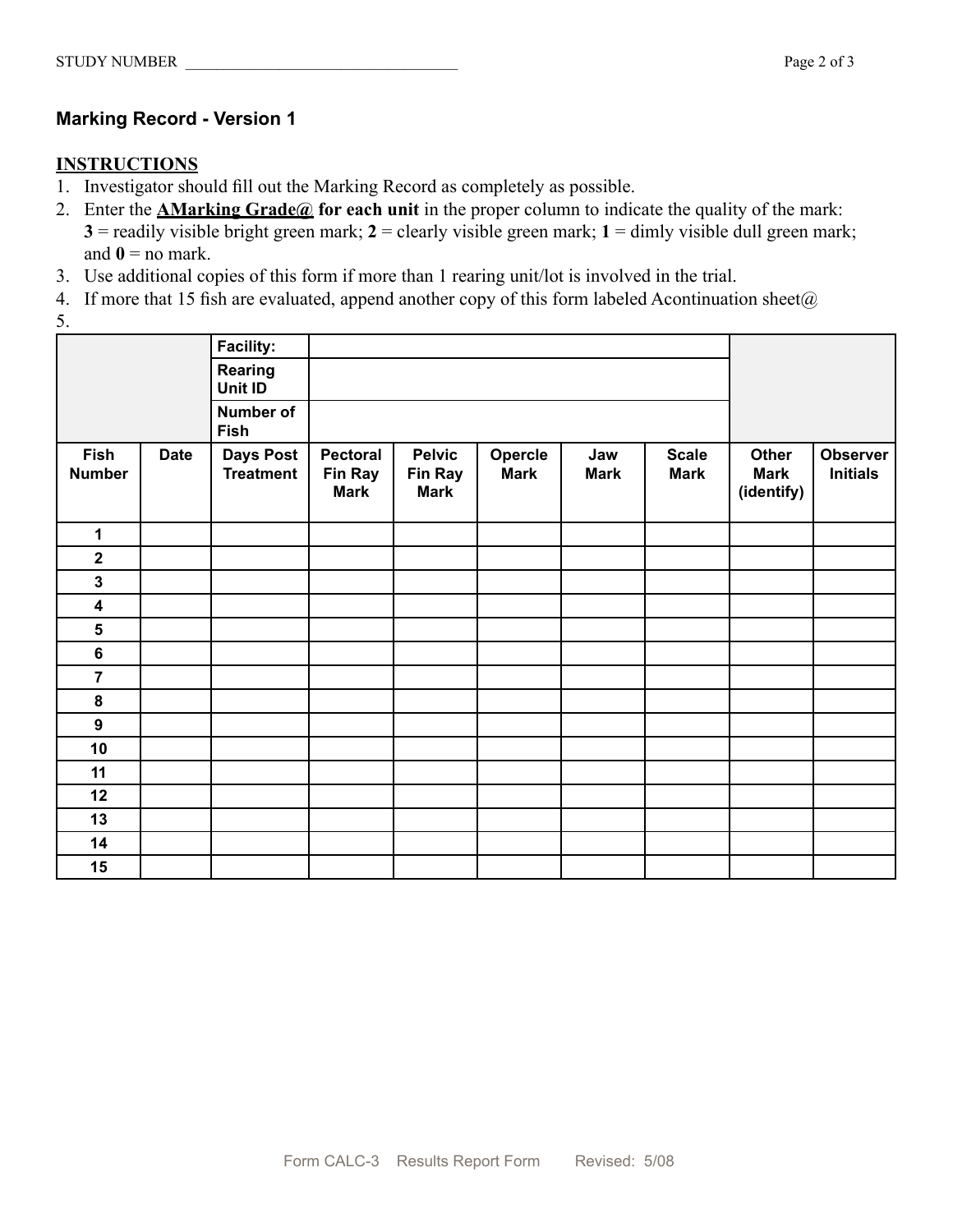STUDY NUMBER ___________________________________

## Marking Record - Version 1

**INSTRUCTIONS**

1. Investigator should fill out the Marking Record as completely as possible.
2. Enter the **AMarking Grade@ for each unit** in the proper column to indicate the quality of the mark: **3** = readily visible bright green mark; **2** = clearly visible green mark; **1** = dimly visible dull green mark; and **0** = no mark.
3. Use additional copies of this form if more than 1 rearing unit/lot is involved in the trial.
4. If more that 15 fish are evaluated, append another copy of this form labeled Acontinuation sheet@
5.

| | | **Facility:** | | | | | | | |
|---|---|---|---|---|---|---|---|---|---|
| | | **Rearing Unit ID** | | | | | | | |
| | | **Number of Fish** | | | | | | | |
| **Fish Number** | **Date** | **Days Post Treatment** | **Pectoral Fin Ray Mark** | **Pelvic Fin Ray Mark** | **Opercle Mark** | **Jaw Mark** | **Scale Mark** | **Other Mark (identify)** | **Observer Initials** |
| **1** | | | | | | | | | |
| **2** | | | | | | | | | |
| **3** | | | | | | | | | |
| **4** | | | | | | | | | |
| **5** | | | | | | | | | |
| **6** | | | | | | | | | |
| **7** | | | | | | | | | |
| **8** | | | | | | | | | |
| **9** | | | | | | | | | |
| **10** | | | | | | | | | |
| **11** | | | | | | | | | |
| **12** | | | | | | | | | |
| **13** | | | | | | | | | |
| **14** | | | | | | | | | |
| **15** | | | | | | | | | |

Form CALC-3 Results Report Form Revised: 5/08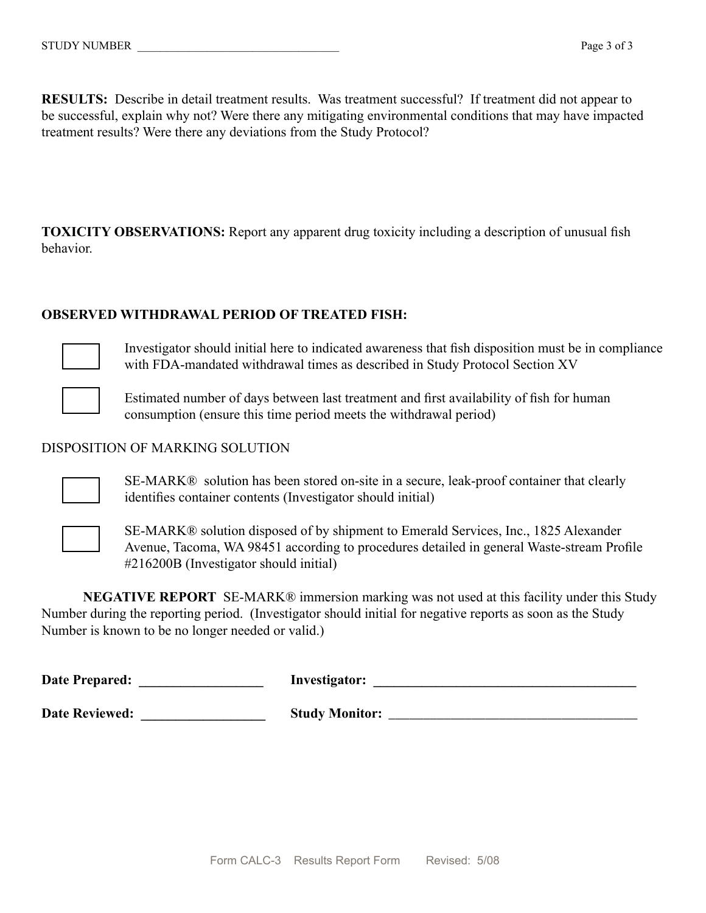STUDY NUMBER ___________________________________

**RESULTS:** Describe in detail treatment results. Was treatment successful? If treatment did not appear to be successful, explain why not? Were there any mitigating environmental conditions that may have impacted treatment results? Were there any deviations from the Study Protocol?

**TOXICITY OBSERVATIONS:** Report any apparent drug toxicity including a description of unusual fish behavior.

**OBSERVED WITHDRAWAL PERIOD OF TREATED FISH:**

☐ Investigator should initial here to indicated awareness that fish disposition must be in compliance with FDA-mandated withdrawal times as described in Study Protocol Section XV

☐ Estimated number of days between last treatment and first availability of fish for human consumption (ensure this time period meets the withdrawal period)

DISPOSITION OF MARKING SOLUTION

☐ SE-MARK® solution has been stored on-site in a secure, leak-proof container that clearly identifies container contents (Investigator should initial)

☐ SE-MARK® solution disposed of by shipment to Emerald Services, Inc., 1825 Alexander Avenue, Tacoma, WA 98451 according to procedures detailed in general Waste-stream Profile #216200B (Investigator should initial)

**NEGATIVE REPORT** SE-MARK® immersion marking was not used at this facility under this Study Number during the reporting period. (Investigator should initial for negative reports as soon as the Study Number is known to be no longer needed or valid.)

**Date Prepared:** __________________ **Investigator:** _______________________________________

**Date Reviewed:** __________________ **Study Monitor:** _____________________________________

Form CALC-3 Results Report Form Revised: 5/08